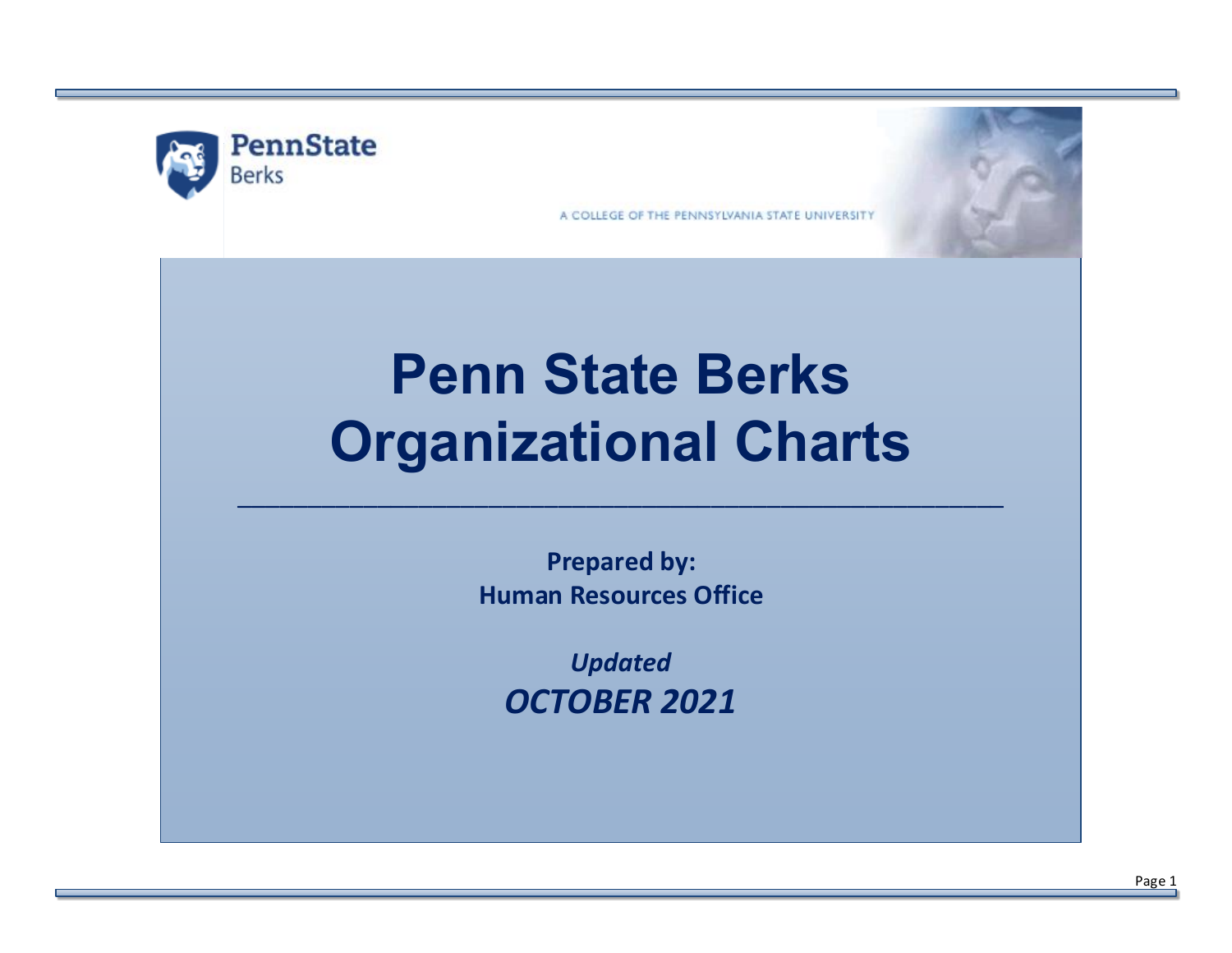PennState
Berks

A COLLEGE OF THE PENNSYLVANIA STATE UNIVERSITY

# Penn State Berks Organizational Charts

---

**Prepared by:**
**Human Resources Office**

***Updated***
***OCTOBER 2021***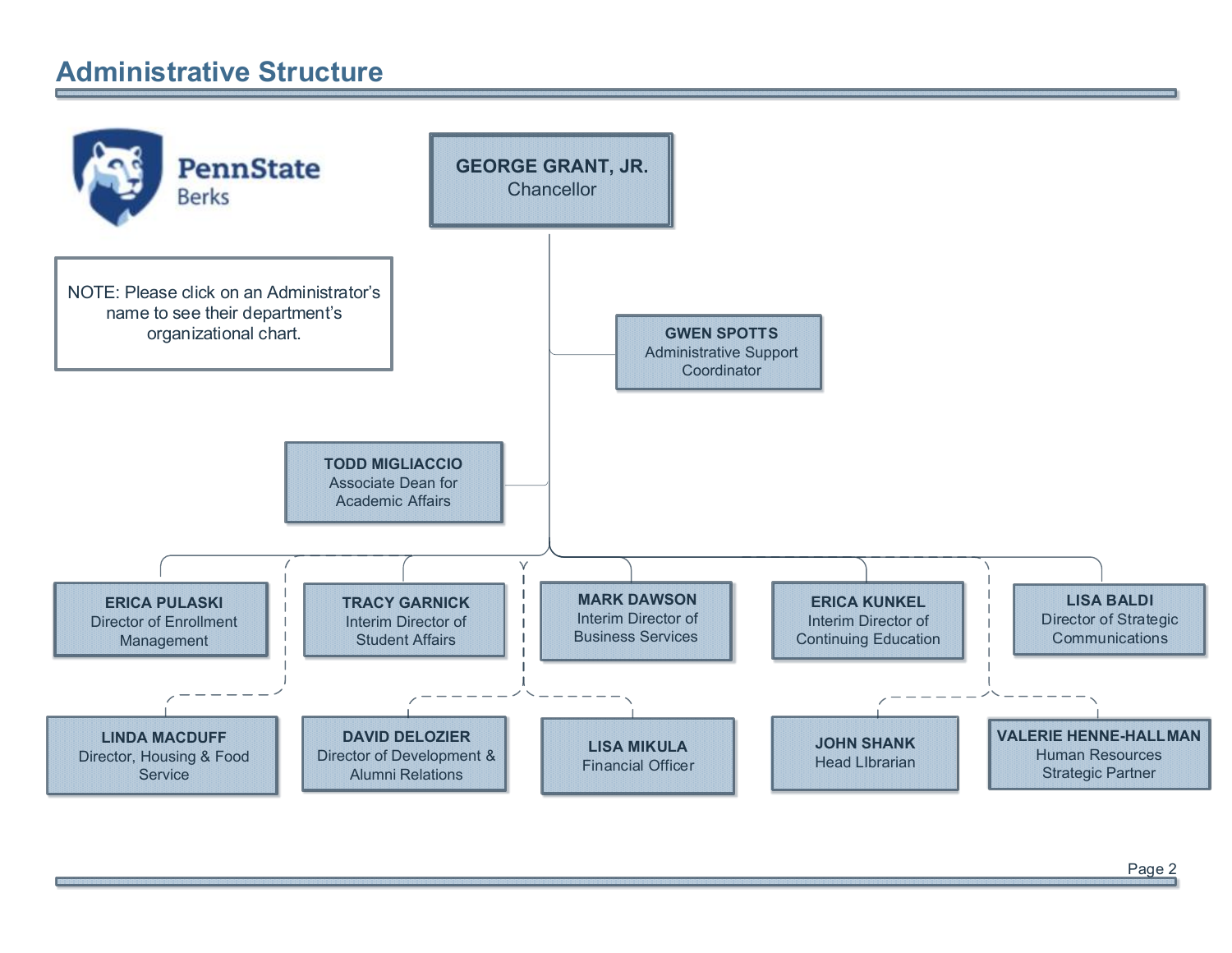# Administrative Structure

PennState Berks

NOTE: Please click on an Administrator's name to see their department's organizational chart.

**GEORGE GRANT, JR.**
Chancellor

**GWEN SPOTTS**
Administrative Support Coordinator

**TODD MIGLIACCIO**
Associate Dean for Academic Affairs

**ERICA PULASKI**
Director of Enrollment Management

**TRACY GARNICK**
Interim Director of Student Affairs

**MARK DAWSON**
Interim Director of Business Services

**ERICA KUNKEL**
Interim Director of Continuing Education

**LISA BALDI**
Director of Strategic Communications

**LINDA MACDUFF**
Director, Housing & Food Service

**DAVID DELOZIER**
Director of Development & Alumni Relations

**LISA MIKULA**
Financial Officer

**JOHN SHANK**
Head LIbrarian

**VALERIE HENNE-HALLMAN**
Human Resources Strategic Partner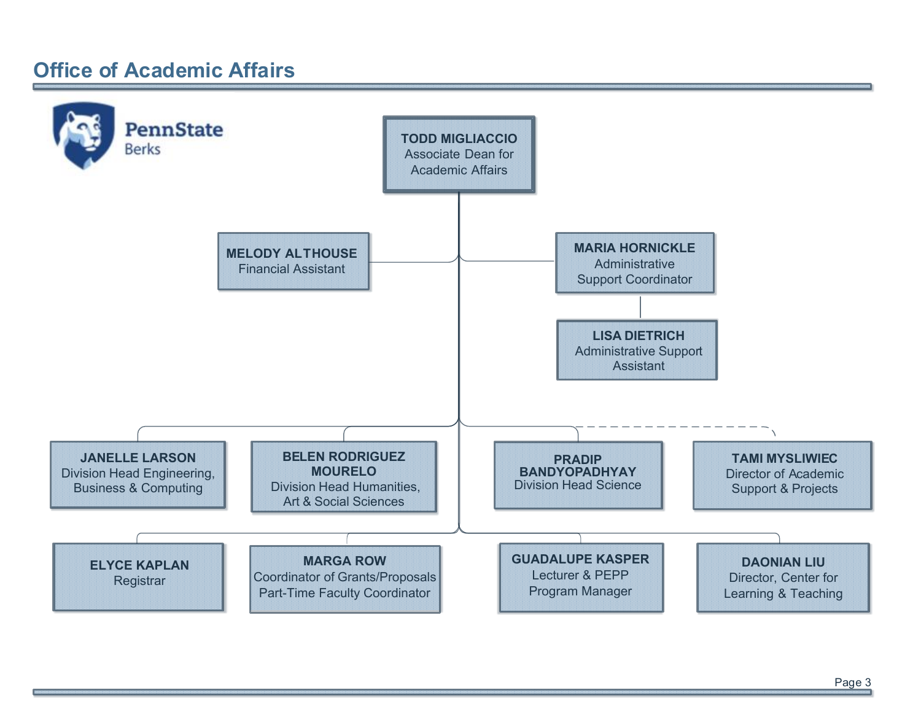# Office of Academic Affairs

PennState Berks

**TODD MIGLIACCIO**
Associate Dean for Academic Affairs

**MELODY ALTHOUSE**
Financial Assistant

**MARIA HORNICKLE**
Administrative Support Coordinator

**LISA DIETRICH**
Administrative Support Assistant

**JANELLE LARSON**
Division Head Engineering, Business & Computing

**BELEN RODRIGUEZ MOURELO**
Division Head Humanities, Art & Social Sciences

**PRADIP BANDYOPADHYAY**
Division Head Science

**TAMI MYSLIWIEC**
Director of Academic Support & Projects

**ELYCE KAPLAN**
Registrar

**MARGA ROW**
Coordinator of Grants/Proposals
Part-Time Faculty Coordinator

**GUADALUPE KASPER**
Lecturer & PEPP Program Manager

**DAONIAN LIU**
Director, Center for Learning & Teaching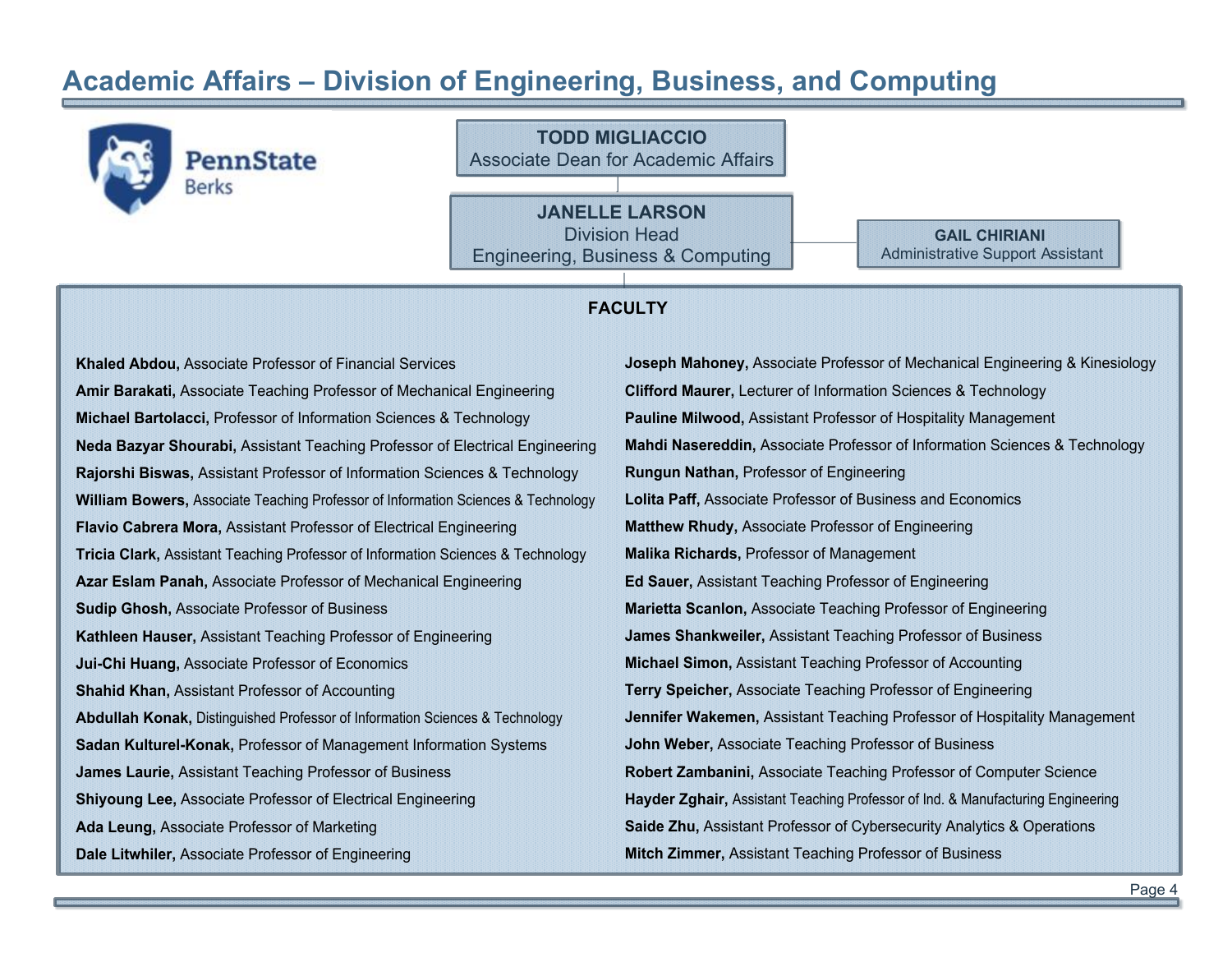# Academic Affairs – Division of Engineering, Business, and Computing

PennState Berks

**TODD MIGLIACCIO**
Associate Dean for Academic Affairs

**JANELLE LARSON**
Division Head
Engineering, Business & Computing

**GAIL CHIRIANI**
Administrative Support Assistant

## FACULTY

**Khaled Abdou,** Associate Professor of Financial Services
**Amir Barakati,** Associate Teaching Professor of Mechanical Engineering
**Michael Bartolacci,** Professor of Information Sciences & Technology
**Neda Bazyar Shourabi,** Assistant Teaching Professor of Electrical Engineering
**Rajorshi Biswas,** Assistant Professor of Information Sciences & Technology
**William Bowers,** Associate Teaching Professor of Information Sciences & Technology
**Flavio Cabrera Mora,** Assistant Professor of Electrical Engineering
**Tricia Clark,** Assistant Teaching Professor of Information Sciences & Technology
**Azar Eslam Panah,** Associate Professor of Mechanical Engineering
**Sudip Ghosh,** Associate Professor of Business
**Kathleen Hauser,** Assistant Teaching Professor of Engineering
**Jui-Chi Huang,** Associate Professor of Economics
**Shahid Khan,** Assistant Professor of Accounting
**Abdullah Konak,** Distinguished Professor of Information Sciences & Technology
**Sadan Kulturel-Konak,** Professor of Management Information Systems
**James Laurie,** Assistant Teaching Professor of Business
**Shiyoung Lee,** Associate Professor of Electrical Engineering
**Ada Leung,** Associate Professor of Marketing
**Dale Litwhiler,** Associate Professor of Engineering
**Joseph Mahoney,** Associate Professor of Mechanical Engineering & Kinesiology
**Clifford Maurer,** Lecturer of Information Sciences & Technology
**Pauline Milwood,** Assistant Professor of Hospitality Management
**Mahdi Nasereddin,** Associate Professor of Information Sciences & Technology
**Rungun Nathan,** Professor of Engineering
**Lolita Paff,** Associate Professor of Business and Economics
**Matthew Rhudy,** Associate Professor of Engineering
**Malika Richards,** Professor of Management
**Ed Sauer,** Assistant Teaching Professor of Engineering
**Marietta Scanlon,** Associate Teaching Professor of Engineering
**James Shankweiler,** Assistant Teaching Professor of Business
**Michael Simon,** Assistant Teaching Professor of Accounting
**Terry Speicher,** Associate Teaching Professor of Engineering
**Jennifer Wakemen,** Assistant Teaching Professor of Hospitality Management
**John Weber,** Associate Teaching Professor of Business
**Robert Zambanini,** Associate Teaching Professor of Computer Science
**Hayder Zghair,** Assistant Teaching Professor of Ind. & Manufacturing Engineering
**Saide Zhu,** Assistant Professor of Cybersecurity Analytics & Operations
**Mitch Zimmer,** Assistant Teaching Professor of Business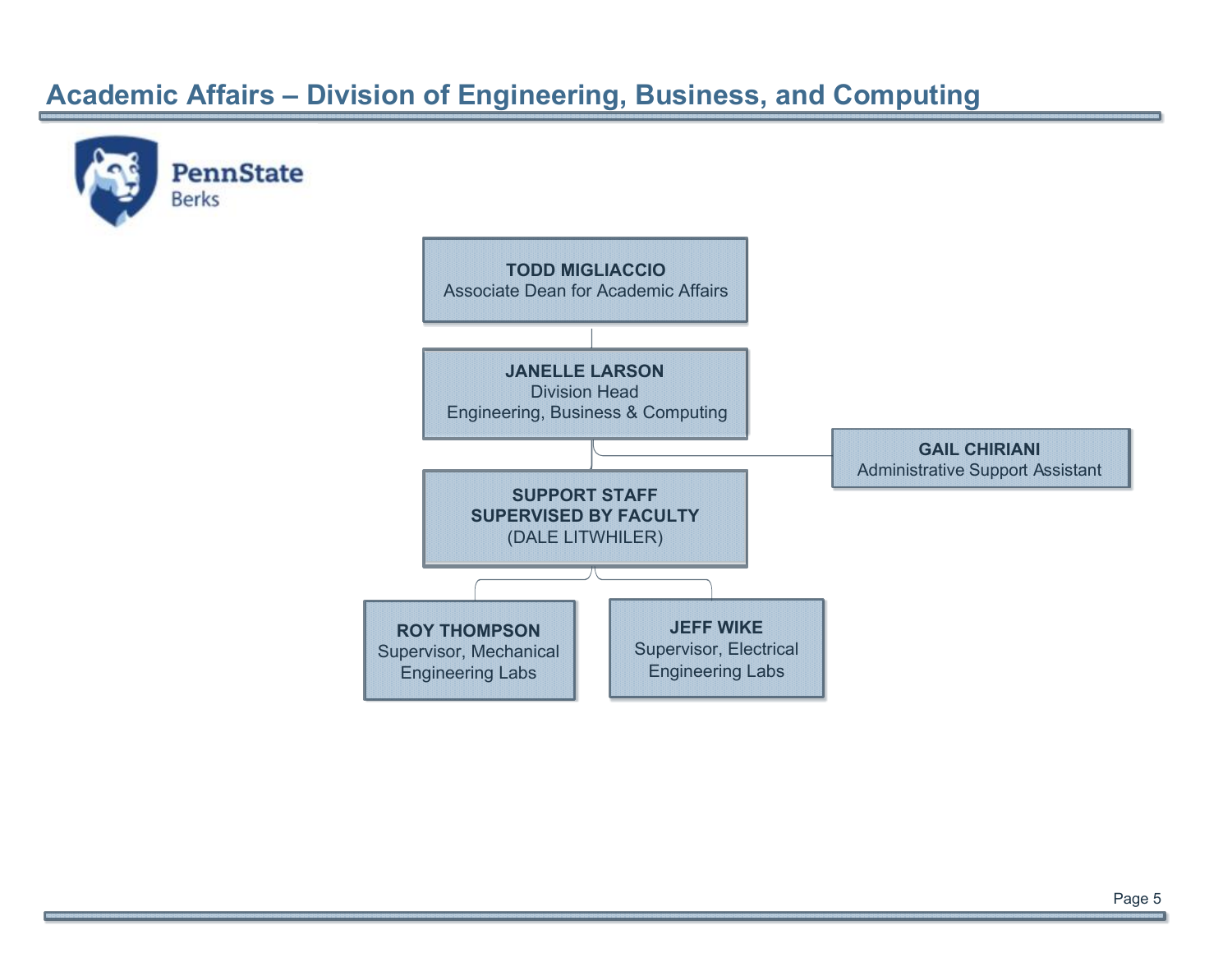# Academic Affairs – Division of Engineering, Business, and Computing

PennState Berks

**TODD MIGLIACCIO**
Associate Dean for Academic Affairs

**JANELLE LARSON**
Division Head
Engineering, Business & Computing

**GAIL CHIRIANI**
Administrative Support Assistant

**SUPPORT STAFF SUPERVISED BY FACULTY**
(DALE LITWHILER)

**ROY THOMPSON**
Supervisor, Mechanical Engineering Labs

**JEFF WIKE**
Supervisor, Electrical Engineering Labs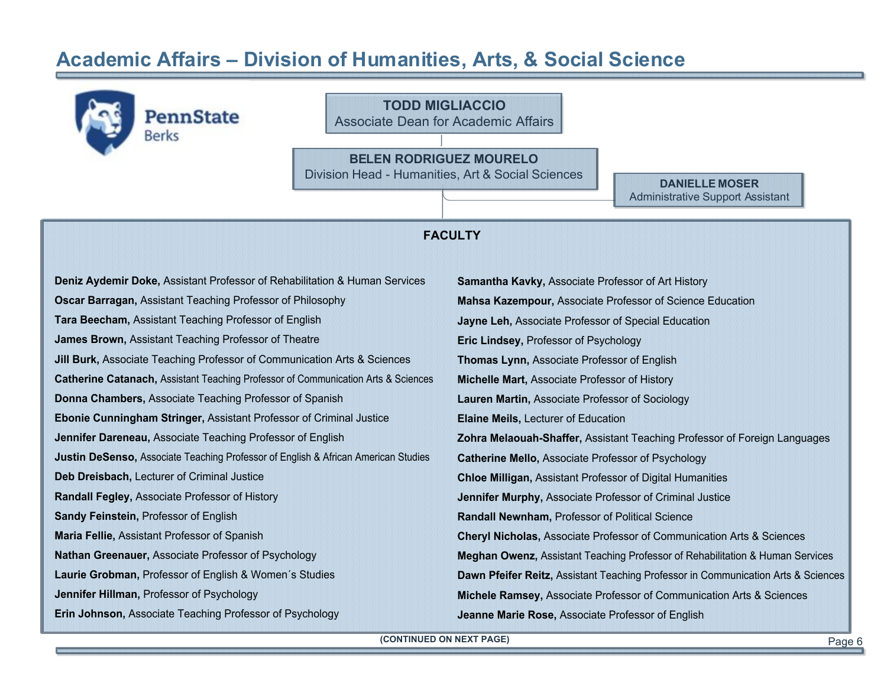# Academic Affairs – Division of Humanities, Arts, & Social Science

**TODD MIGLIACCIO**
Associate Dean for Academic Affairs

**BELEN RODRIGUEZ MOURELO**
Division Head - Humanities, Art & Social Sciences

**DANIELLE MOSER**
Administrative Support Assistant

## FACULTY

**Deniz Aydemir Doke,** Assistant Professor of Rehabilitation & Human Services
**Oscar Barragan,** Assistant Teaching Professor of Philosophy
**Tara Beecham,** Assistant Teaching Professor of English
**James Brown,** Assistant Teaching Professor of Theatre
**Jill Burk,** Associate Teaching Professor of Communication Arts & Sciences
**Catherine Catanach,** Assistant Teaching Professor of Communication Arts & Sciences
**Donna Chambers,** Associate Teaching Professor of Spanish
**Ebonie Cunningham Stringer,** Assistant Professor of Criminal Justice
**Jennifer Dareneau,** Associate Teaching Professor of English
**Justin DeSenso,** Associate Teaching Professor of English & African American Studies
**Deb Dreisbach,** Lecturer of Criminal Justice
**Randall Fegley,** Associate Professor of History
**Sandy Feinstein,** Professor of English
**Maria Fellie,** Assistant Professor of Spanish
**Nathan Greenauer,** Associate Professor of Psychology
**Laurie Grobman,** Professor of English & Women´s Studies
**Jennifer Hillman,** Professor of Psychology
**Erin Johnson,** Associate Teaching Professor of Psychology
**Samantha Kavky,** Associate Professor of Art History
**Mahsa Kazempour,** Associate Professor of Science Education
**Jayne Leh,** Associate Professor of Special Education
**Eric Lindsey,** Professor of Psychology
**Thomas Lynn,** Associate Professor of English
**Michelle Mart,** Associate Professor of History
**Lauren Martin,** Associate Professor of Sociology
**Elaine Meils,** Lecturer of Education
**Zohra Melaouah-Shaffer,** Assistant Teaching Professor of Foreign Languages
**Catherine Mello,** Associate Professor of Psychology
**Chloe Milligan,** Assistant Professor of Digital Humanities
**Jennifer Murphy,** Associate Professor of Criminal Justice
**Randall Newnham,** Professor of Political Science
**Cheryl Nicholas,** Associate Professor of Communication Arts & Sciences
**Meghan Owenz,** Assistant Teaching Professor of Rehabilitation & Human Services
**Dawn Pfeifer Reitz,** Assistant Teaching Professor in Communication Arts & Sciences
**Michele Ramsey,** Associate Professor of Communication Arts & Sciences
**Jeanne Marie Rose,** Associate Professor of English

(CONTINUED ON NEXT PAGE)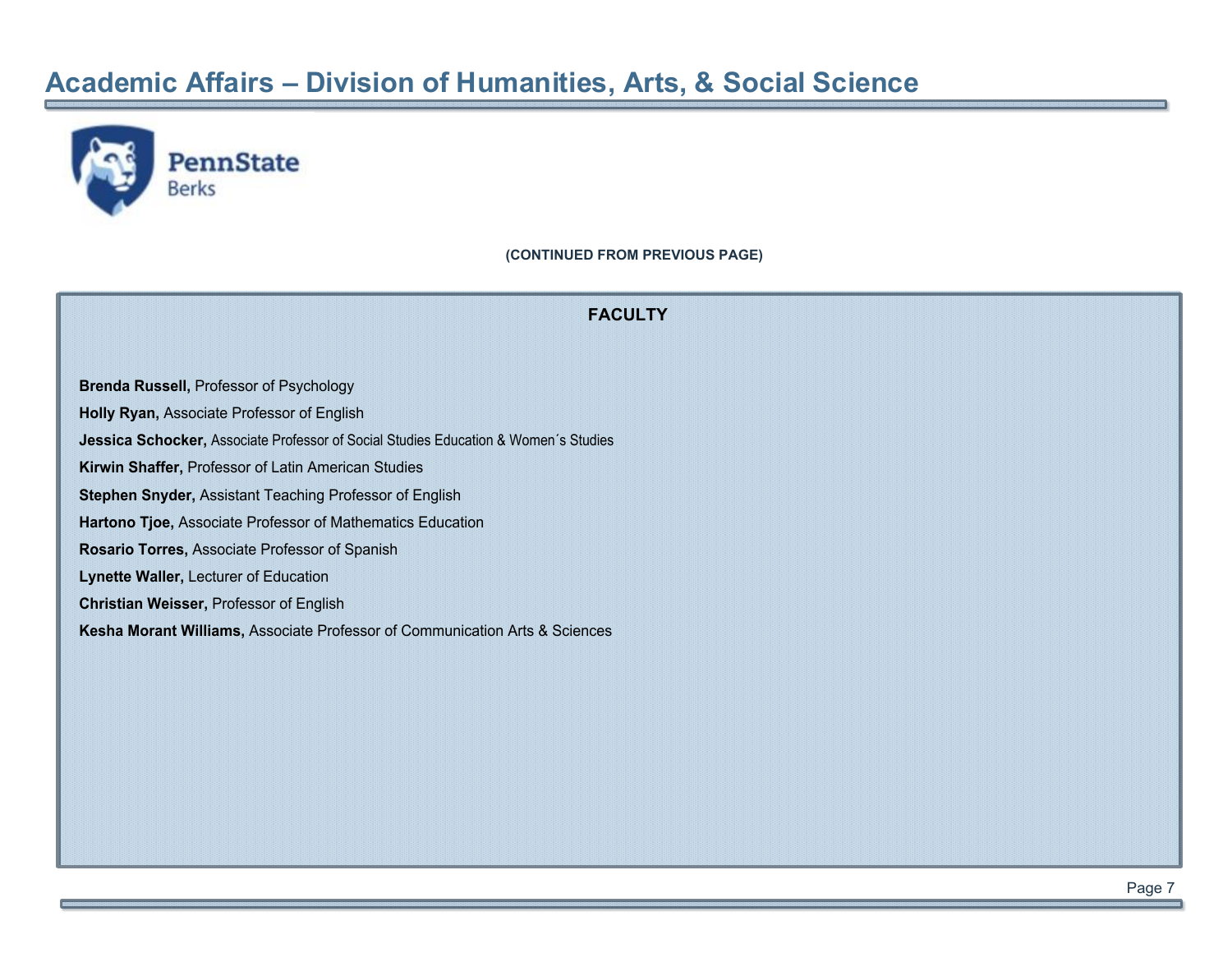# Academic Affairs – Division of Humanities, Arts, & Social Science

(CONTINUED FROM PREVIOUS PAGE)

## FACULTY

**Brenda Russell,** Professor of Psychology

**Holly Ryan,** Associate Professor of English

**Jessica Schocker,** Associate Professor of Social Studies Education & Women´s Studies

**Kirwin Shaffer,** Professor of Latin American Studies

**Stephen Snyder,** Assistant Teaching Professor of English

**Hartono Tjoe,** Associate Professor of Mathematics Education

**Rosario Torres,** Associate Professor of Spanish

**Lynette Waller,** Lecturer of Education

**Christian Weisser,** Professor of English

**Kesha Morant Williams,** Associate Professor of Communication Arts & Sciences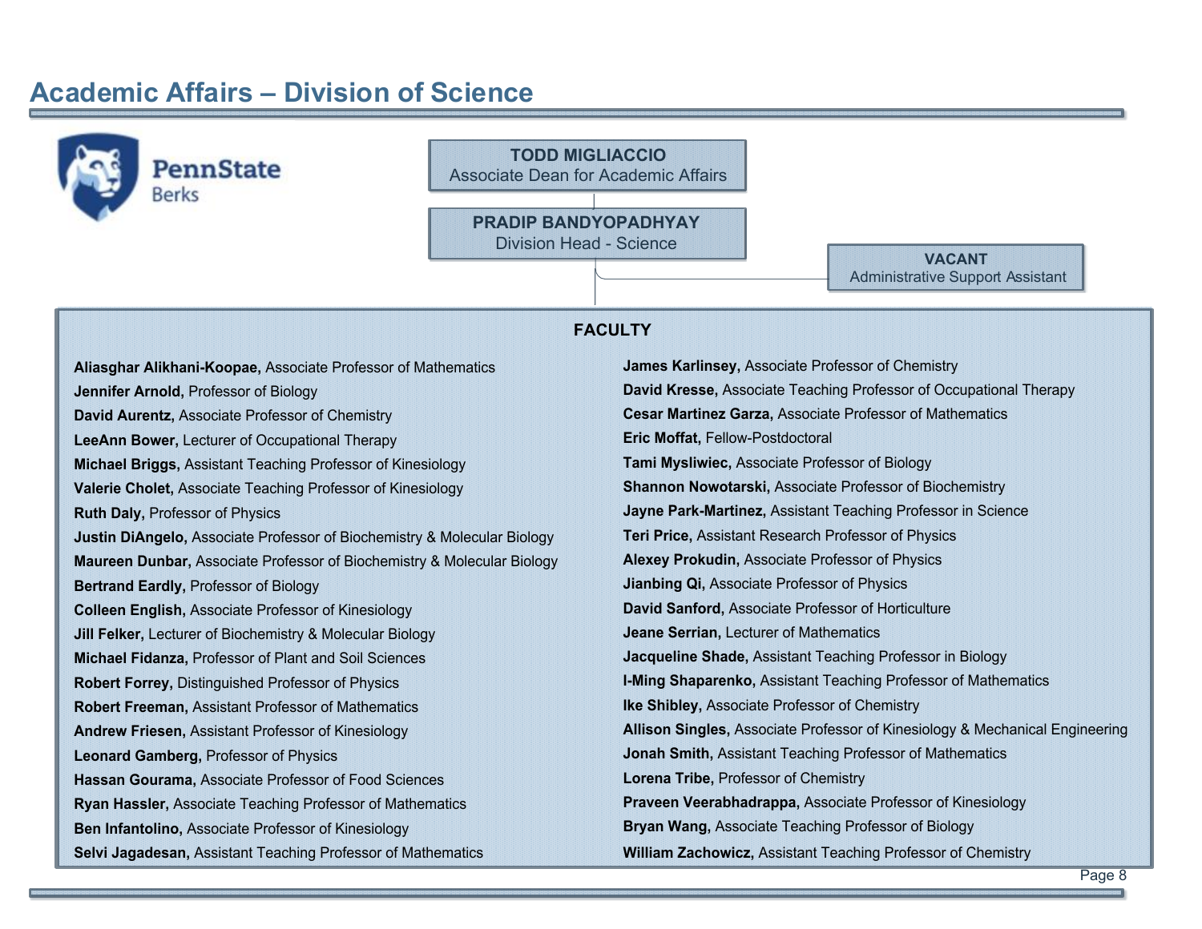# Academic Affairs – Division of Science

PennState Berks

**TODD MIGLIACCIO**
Associate Dean for Academic Affairs

**PRADIP BANDYOPADHYAY**
Division Head - Science

**VACANT**
Administrative Support Assistant

## FACULTY

**Aliasghar Alikhani-Koopae,** Associate Professor of Mathematics
**Jennifer Arnold,** Professor of Biology
**David Aurentz,** Associate Professor of Chemistry
**LeeAnn Bower,** Lecturer of Occupational Therapy
**Michael Briggs,** Assistant Teaching Professor of Kinesiology
**Valerie Cholet,** Associate Teaching Professor of Kinesiology
**Ruth Daly,** Professor of Physics
**Justin DiAngelo,** Associate Professor of Biochemistry & Molecular Biology
**Maureen Dunbar,** Associate Professor of Biochemistry & Molecular Biology
**Bertrand Eardly,** Professor of Biology
**Colleen English,** Associate Professor of Kinesiology
**Jill Felker,** Lecturer of Biochemistry & Molecular Biology
**Michael Fidanza,** Professor of Plant and Soil Sciences
**Robert Forrey,** Distinguished Professor of Physics
**Robert Freeman,** Assistant Professor of Mathematics
**Andrew Friesen,** Assistant Professor of Kinesiology
**Leonard Gamberg,** Professor of Physics
**Hassan Gourama,** Associate Professor of Food Sciences
**Ryan Hassler,** Associate Teaching Professor of Mathematics
**Ben Infantolino,** Associate Professor of Kinesiology
**Selvi Jagadesan,** Assistant Teaching Professor of Mathematics
**James Karlinsey,** Associate Professor of Chemistry
**David Kresse,** Associate Teaching Professor of Occupational Therapy
**Cesar Martinez Garza,** Associate Professor of Mathematics
**Eric Moffat,** Fellow-Postdoctoral
**Tami Mysliwiec,** Associate Professor of Biology
**Shannon Nowotarski,** Associate Professor of Biochemistry
**Jayne Park-Martinez,** Assistant Teaching Professor in Science
**Teri Price,** Assistant Research Professor of Physics
**Alexey Prokudin,** Associate Professor of Physics
**Jianbing Qi,** Associate Professor of Physics
**David Sanford,** Associate Professor of Horticulture
**Jeane Serrian,** Lecturer of Mathematics
**Jacqueline Shade,** Assistant Teaching Professor in Biology
**I-Ming Shaparenko,** Assistant Teaching Professor of Mathematics
**Ike Shibley,** Associate Professor of Chemistry
**Allison Singles,** Associate Professor of Kinesiology & Mechanical Engineering
**Jonah Smith,** Assistant Teaching Professor of Mathematics
**Lorena Tribe,** Professor of Chemistry
**Praveen Veerabhadrappa,** Associate Professor of Kinesiology
**Bryan Wang,** Associate Teaching Professor of Biology
**William Zachowicz,** Assistant Teaching Professor of Chemistry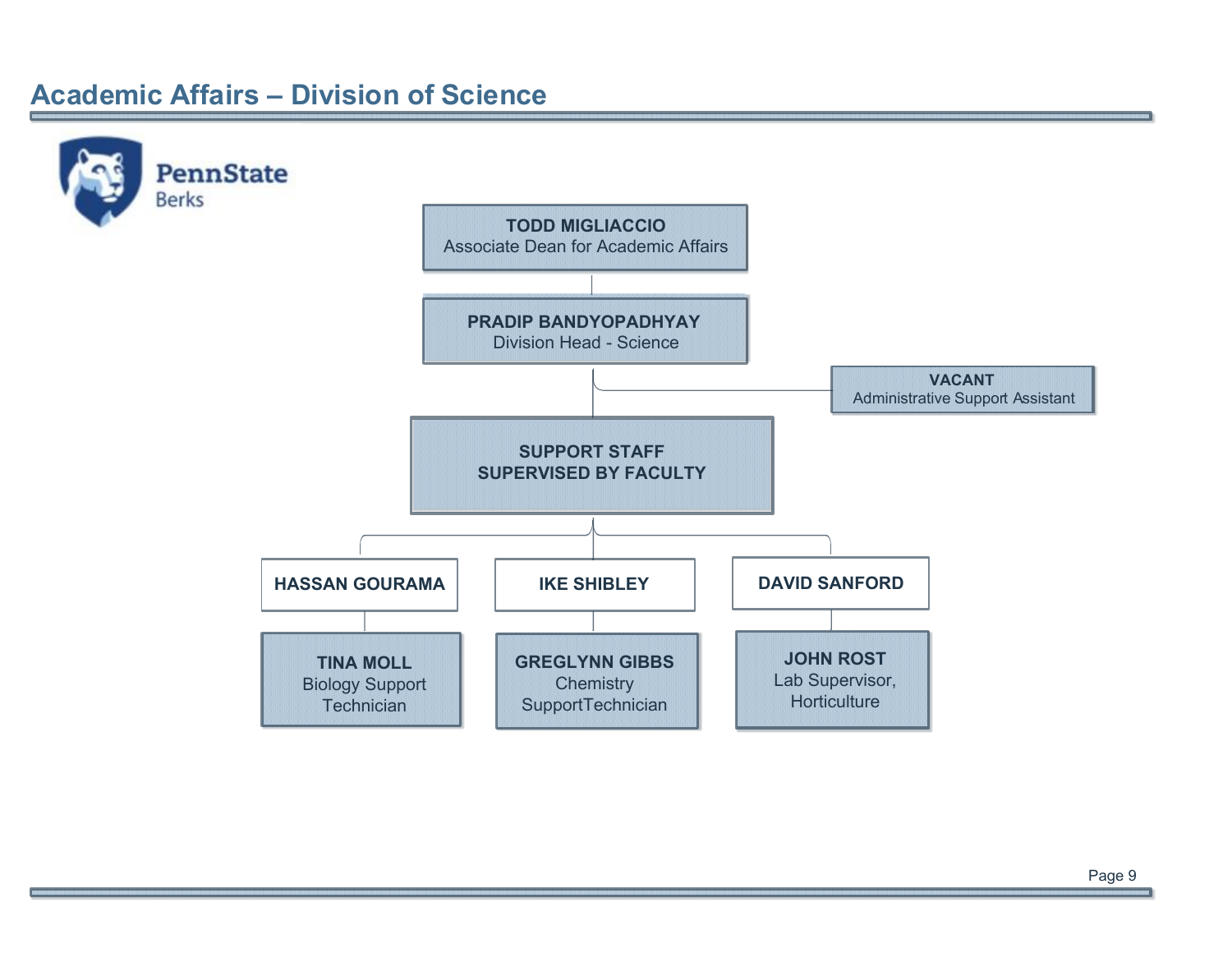# Academic Affairs – Division of Science

PennState Berks

- **TODD MIGLIACCIO**
  Associate Dean for Academic Affairs
  - **PRADIP BANDYOPADHYAY**
    Division Head - Science
    - **VACANT**
      Administrative Support Assistant
    - **SUPPORT STAFF SUPERVISED BY FACULTY**
      - **HASSAN GOURAMA**
        - **TINA MOLL**
          Biology Support Technician
      - **IKE SHIBLEY**
        - **GREGLYNN GIBBS**
          Chemistry SupportTechnician
      - **DAVID SANFORD**
        - **JOHN ROST**
          Lab Supervisor, Horticulture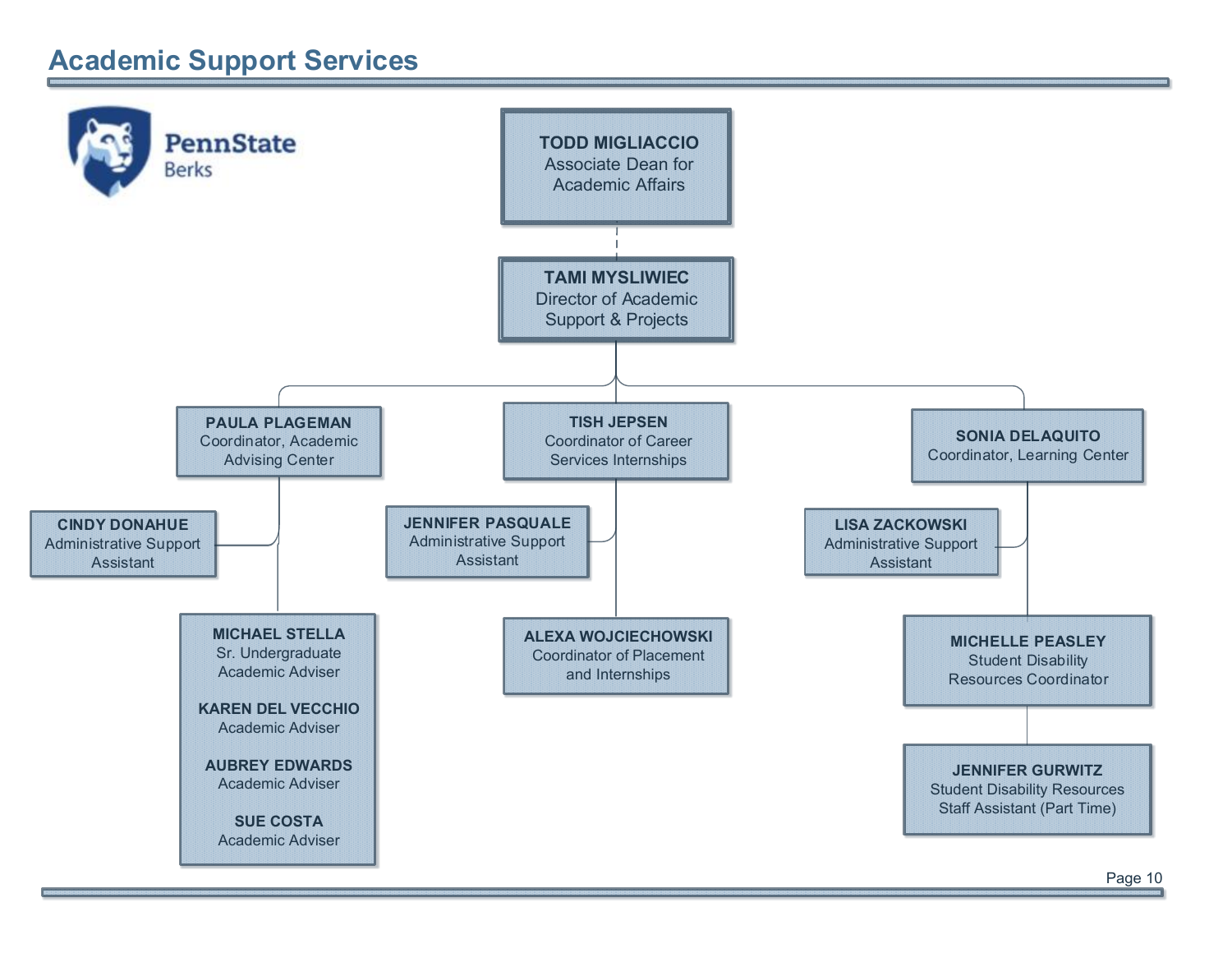# Academic Support Services

PennState Berks

**TODD MIGLIACCIO**
Associate Dean for Academic Affairs

- **TAMI MYSLIWIEC**
  Director of Academic Support & Projects
  - **PAULA PLAGEMAN**
    Coordinator, Academic Advising Center
    - **CINDY DONAHUE**
      Administrative Support Assistant
    - **MICHAEL STELLA**
      Sr. Undergraduate Academic Adviser
    - **KAREN DEL VECCHIO**
      Academic Adviser
    - **AUBREY EDWARDS**
      Academic Adviser
    - **SUE COSTA**
      Academic Adviser
  - **TISH JEPSEN**
    Coordinator of Career Services Internships
    - **JENNIFER PASQUALE**
      Administrative Support Assistant
    - **ALEXA WOJCIECHOWSKI**
      Coordinator of Placement and Internships
  - **SONIA DELAQUITO**
    Coordinator, Learning Center
    - **LISA ZACKOWSKI**
      Administrative Support Assistant
    - **MICHELLE PEASLEY**
      Student Disability Resources Coordinator
      - **JENNIFER GURWITZ**
        Student Disability Resources Staff Assistant (Part Time)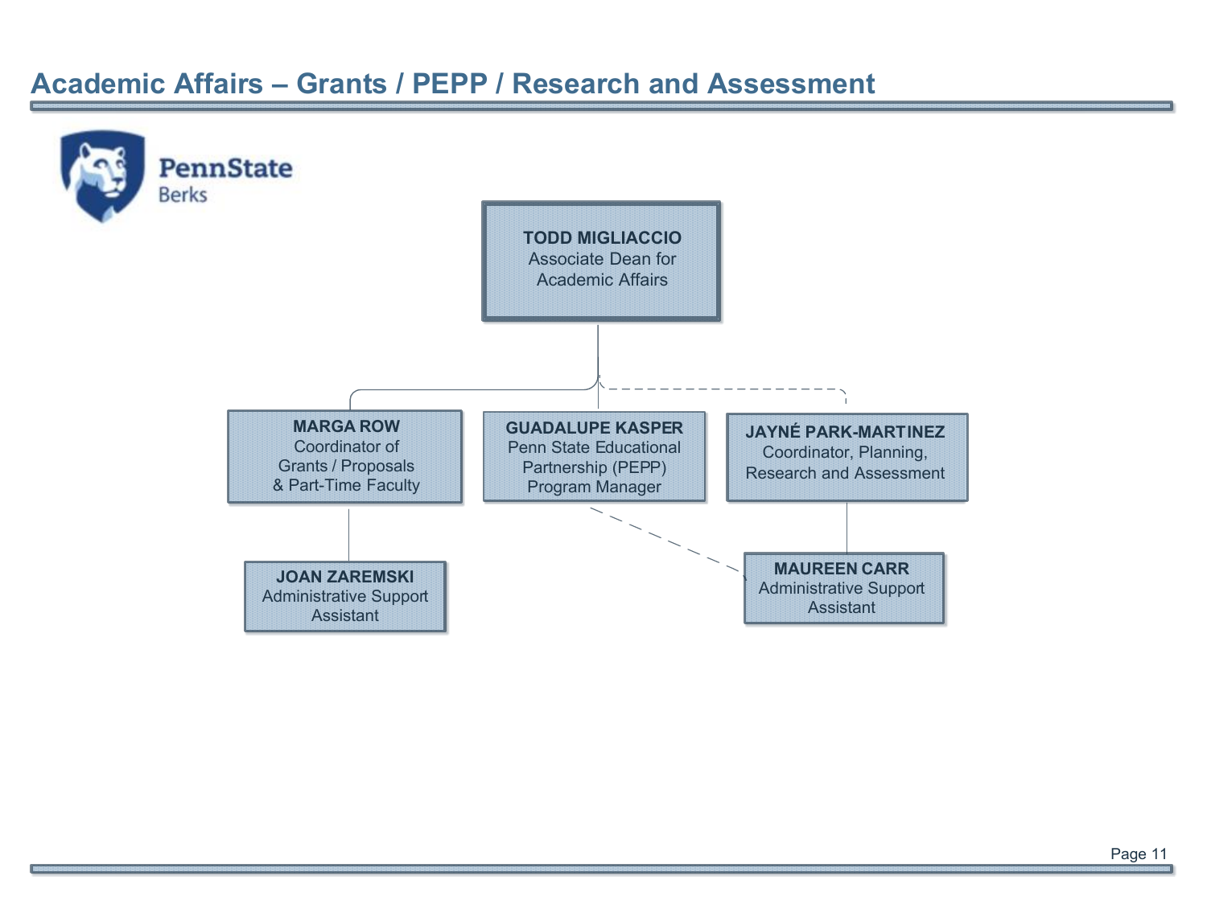# Academic Affairs – Grants / PEPP / Research and Assessment

PennState Berks

**TODD MIGLIACCIO**
Associate Dean for Academic Affairs

- **MARGA ROW**
  Coordinator of Grants / Proposals & Part-Time Faculty
  - **JOAN ZAREMSKI**
    Administrative Support Assistant
- **GUADALUPE KASPER**
  Penn State Educational Partnership (PEPP) Program Manager
- **JAYNÉ PARK-MARTINEZ**
  Coordinator, Planning, Research and Assessment
  - **MAUREEN CARR**
    Administrative Support Assistant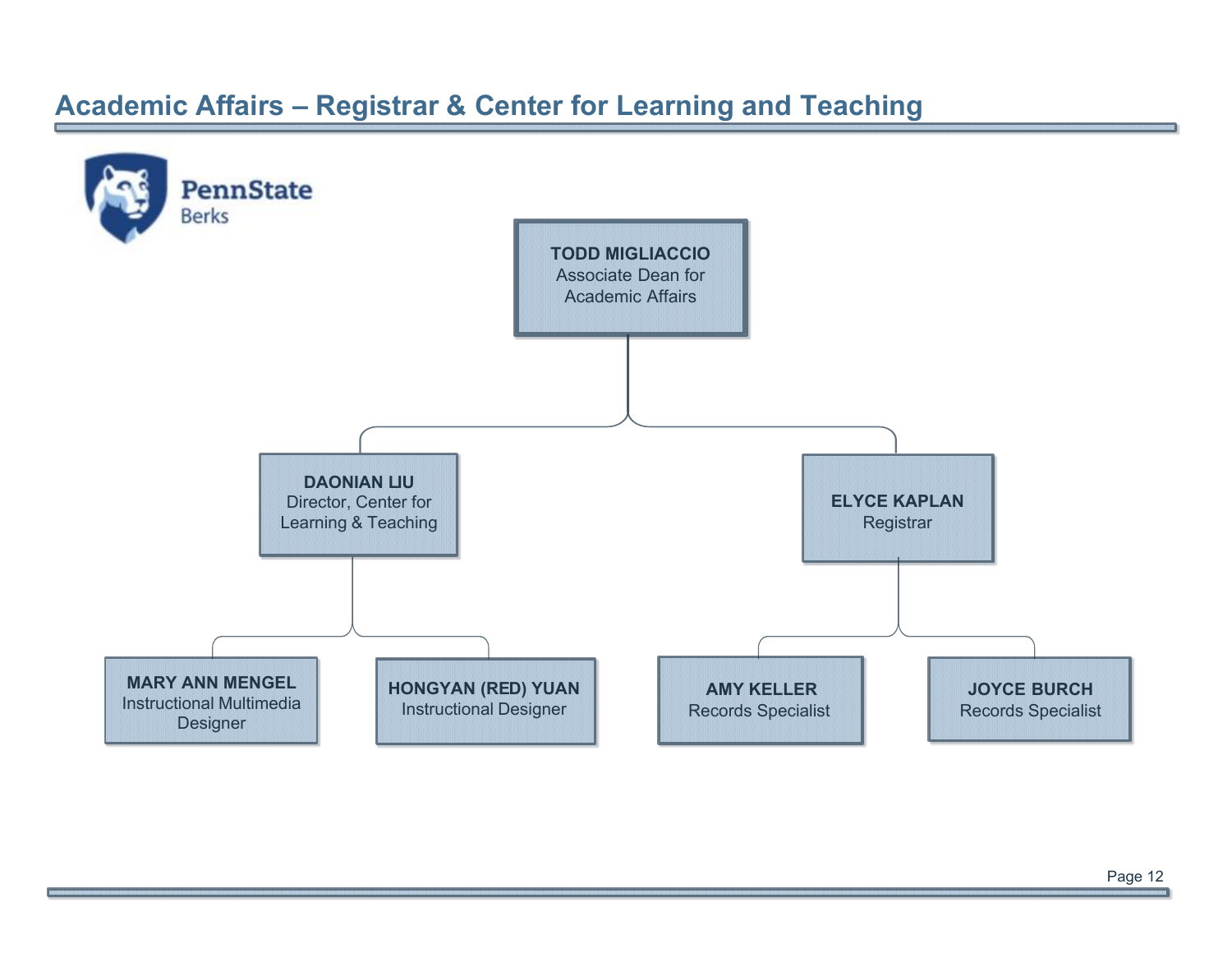# Academic Affairs – Registrar & Center for Learning and Teaching

PennState Berks

**TODD MIGLIACCIO**
Associate Dean for Academic Affairs

- **DAONIAN LIU**
  Director, Center for Learning & Teaching
  - **MARY ANN MENGEL**
    Instructional Multimedia Designer
  - **HONGYAN (RED) YUAN**
    Instructional Designer
- **ELYCE KAPLAN**
  Registrar
  - **AMY KELLER**
    Records Specialist
  - **JOYCE BURCH**
    Records Specialist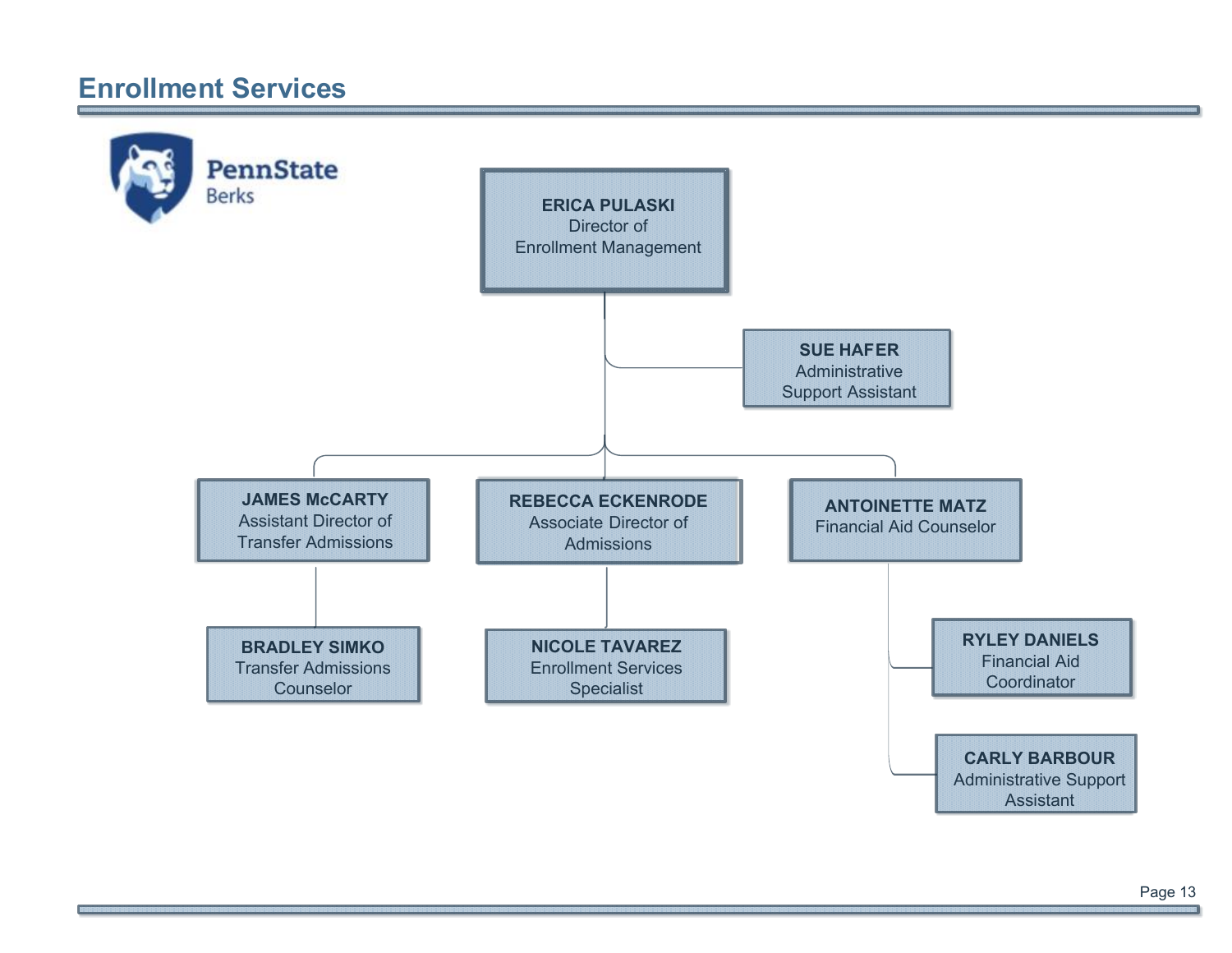# Enrollment Services

PennState Berks

- **ERICA PULASKI** – Director of Enrollment Management
  - **SUE HAFER** – Administrative Support Assistant
  - **JAMES McCARTY** – Assistant Director of Transfer Admissions
    - **BRADLEY SIMKO** – Transfer Admissions Counselor
  - **REBECCA ECKENRODE** – Associate Director of Admissions
    - **NICOLE TAVAREZ** – Enrollment Services Specialist
  - **ANTOINETTE MATZ** – Financial Aid Counselor
    - **RYLEY DANIELS** – Financial Aid Coordinator
    - **CARLY BARBOUR** – Administrative Support Assistant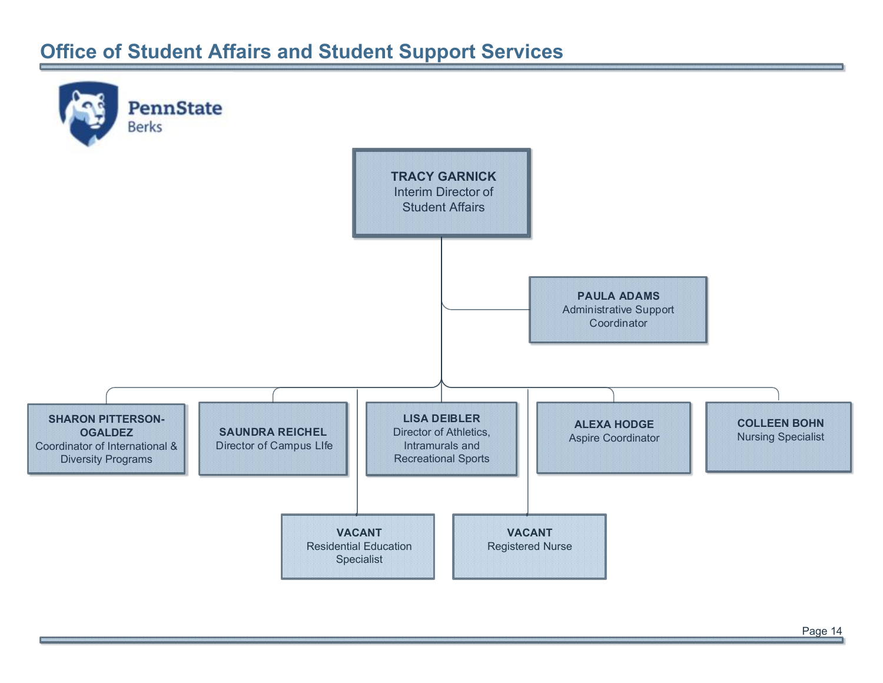# Office of Student Affairs and Student Support Services

PennState Berks

**TRACY GARNICK**
Interim Director of Student Affairs

- **PAULA ADAMS** – Administrative Support Coordinator
- **SHARON PITTERSON-OGALDEZ** – Coordinator of International & Diversity Programs
- **SAUNDRA REICHEL** – Director of Campus LIfe
  - **VACANT** – Residential Education Specialist
- **LISA DEIBLER** – Director of Athletics, Intramurals and Recreational Sports
- **ALEXA HODGE** – Aspire Coordinator
- **COLLEEN BOHN** – Nursing Specialist
  - **VACANT** – Registered Nurse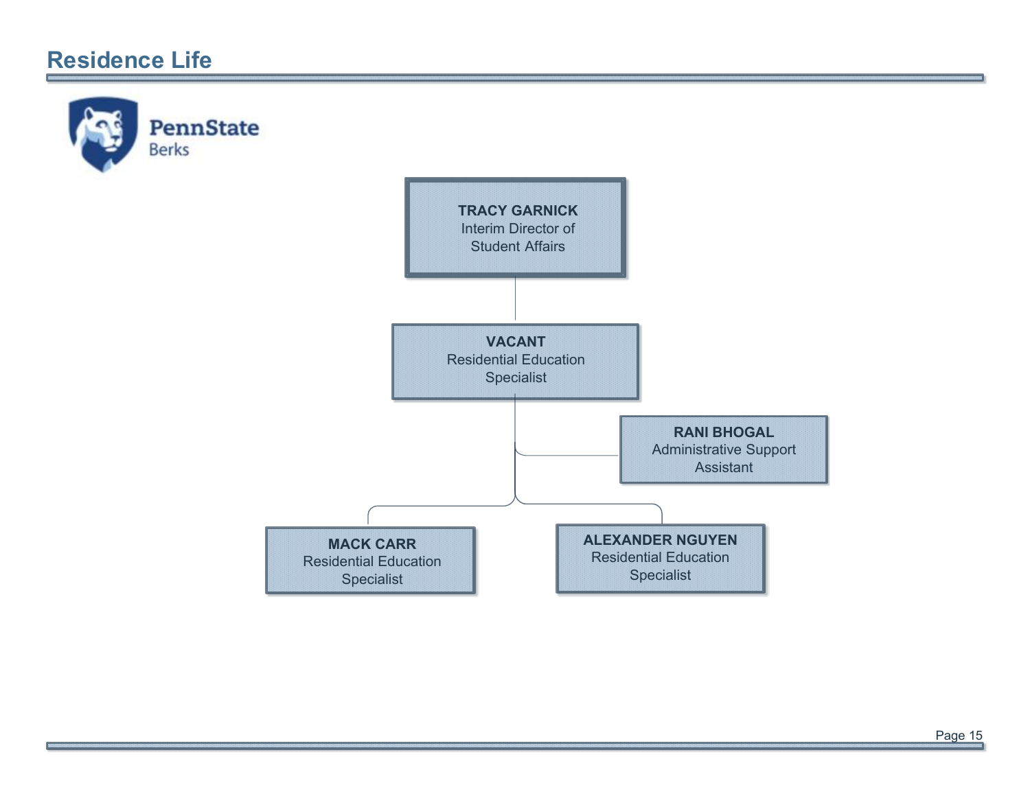# Residence Life

PennState Berks

**TRACY GARNICK**
Interim Director of Student Affairs

- **VACANT**
  Residential Education Specialist
  - **RANI BHOGAL**
    Administrative Support Assistant
  - **MACK CARR**
    Residential Education Specialist
  - **ALEXANDER NGUYEN**
    Residential Education Specialist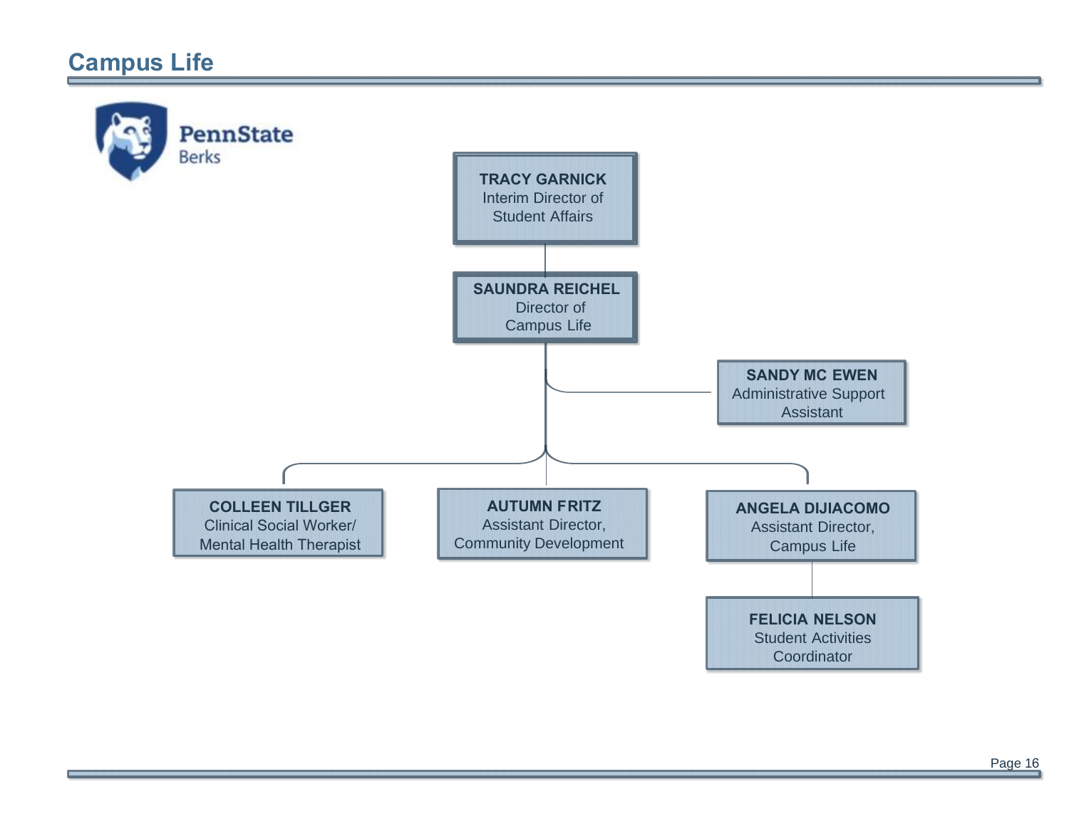# Campus Life

PennState Berks

**TRACY GARNICK**
Interim Director of Student Affairs

**SAUNDRA REICHEL**
Director of Campus Life

**SANDY MC EWEN**
Administrative Support Assistant

**COLLEEN TILLGER**
Clinical Social Worker/ Mental Health Therapist

**AUTUMN FRITZ**
Assistant Director, Community Development

**ANGELA DIJIACOMO**
Assistant Director, Campus Life

**FELICIA NELSON**
Student Activities Coordinator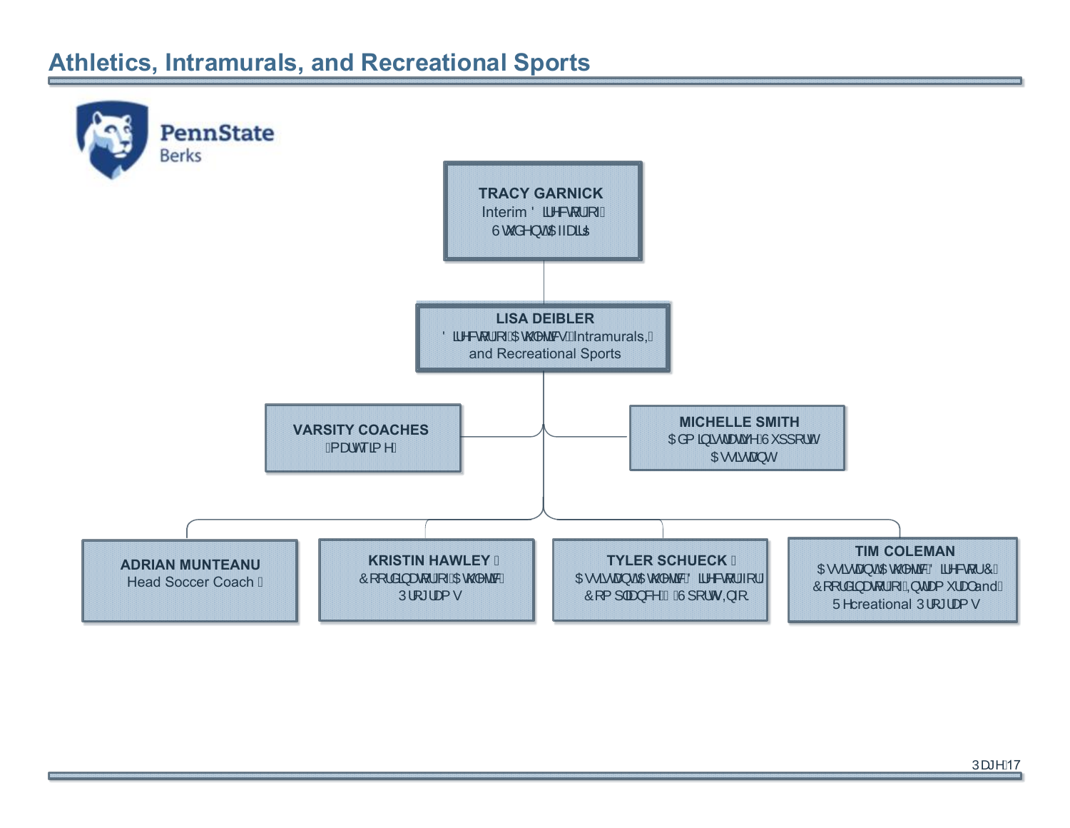# Athletics, Intramurals, and Recreational Sports

PennState Berks

- **TRACY GARNICK**
  Interim Director of Student Affairs
  - **LISA DEIBLER**
    Director of Athletics, Intramurals, and Recreational Sports
    - **VARSITY COACHES**
      (part time)
    - **MICHELLE SMITH**
      Administrative Support Assistant
    - **ADRIAN MUNTEANU**
      Head Soccer Coach
    - **KRISTIN HAWLEY**
      Coordinator of Athletic Programs
    - **TYLER SCHUECK**
      Assistant Athletic Director for Compliance & Sports Info
    - **TIM COLEMAN**
      Assistant Athletic Director/Coordinator of Intramural and Recreational Programs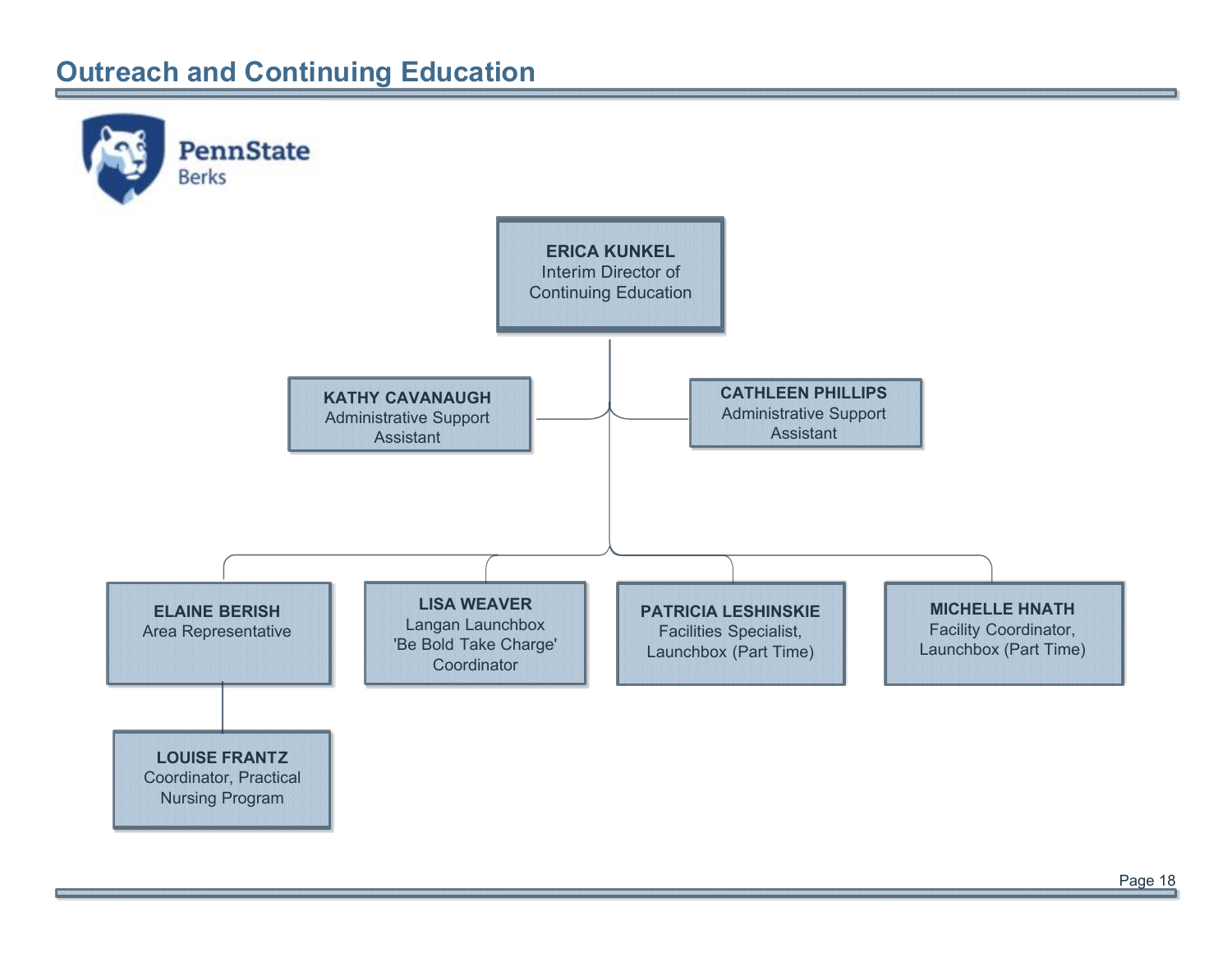# Outreach and Continuing Education

PennState Berks

**ERICA KUNKEL**
Interim Director of Continuing Education

- **KATHY CAVANAUGH** — Administrative Support Assistant
- **CATHLEEN PHILLIPS** — Administrative Support Assistant
- **ELAINE BERISH** — Area Representative
  - **LOUISE FRANTZ** — Coordinator, Practical Nursing Program
- **LISA WEAVER** — Langan Launchbox 'Be Bold Take Charge' Coordinator
- **PATRICIA LESHINSKIE** — Facilities Specialist, Launchbox (Part Time)
- **MICHELLE HNATH** — Facility Coordinator, Launchbox (Part Time)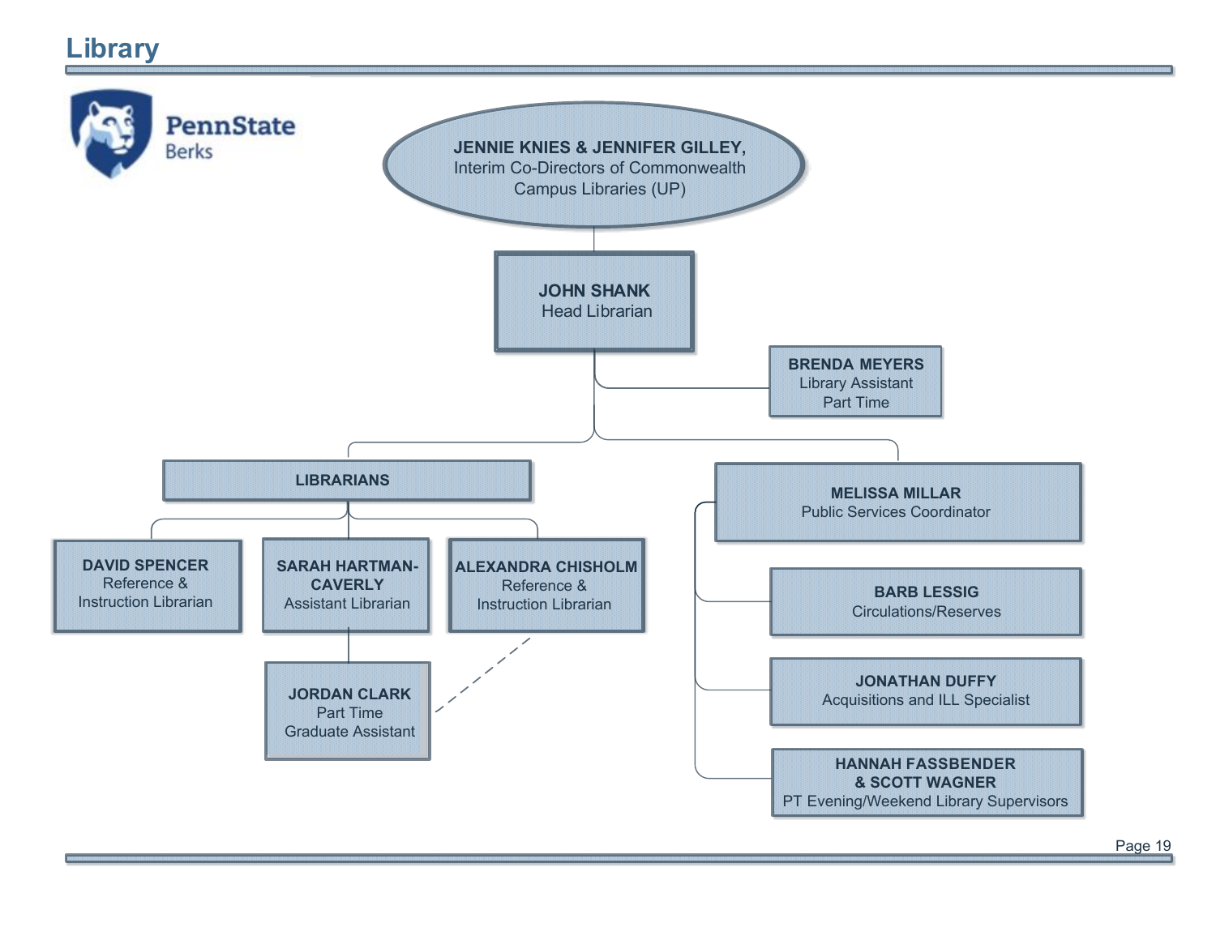# Library

**JENNIE KNIES & JENNIFER GILLEY,**
Interim Co-Directors of Commonwealth Campus Libraries (UP)

- **JOHN SHANK**
  Head Librarian
  - **BRENDA MEYERS**
    Library Assistant
    Part Time
  - **LIBRARIANS**
    - **DAVID SPENCER**
      Reference & Instruction Librarian
    - **SARAH HARTMAN-CAVERLY**
      Assistant Librarian
      - **JORDAN CLARK**
        Part Time
        Graduate Assistant
    - **ALEXANDRA CHISHOLM**
      Reference & Instruction Librarian
  - **MELISSA MILLAR**
    Public Services Coordinator
    - **BARB LESSIG**
      Circulations/Reserves
    - **JONATHAN DUFFY**
      Acquisitions and ILL Specialist
    - **HANNAH FASSBENDER & SCOTT WAGNER**
      PT Evening/Weekend Library Supervisors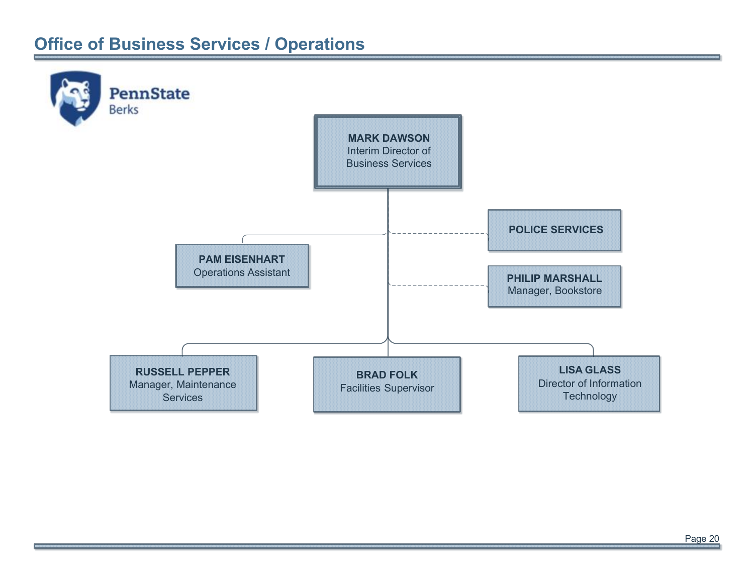# Office of Business Services / Operations

PennState Berks

**MARK DAWSON**
Interim Director of Business Services

- **PAM EISENHART**
  Operations Assistant
- **POLICE SERVICES** (dotted line)
- **PHILIP MARSHALL**
  Manager, Bookstore (dotted line)
- **RUSSELL PEPPER**
  Manager, Maintenance Services
- **BRAD FOLK**
  Facilities Supervisor
- **LISA GLASS**
  Director of Information Technology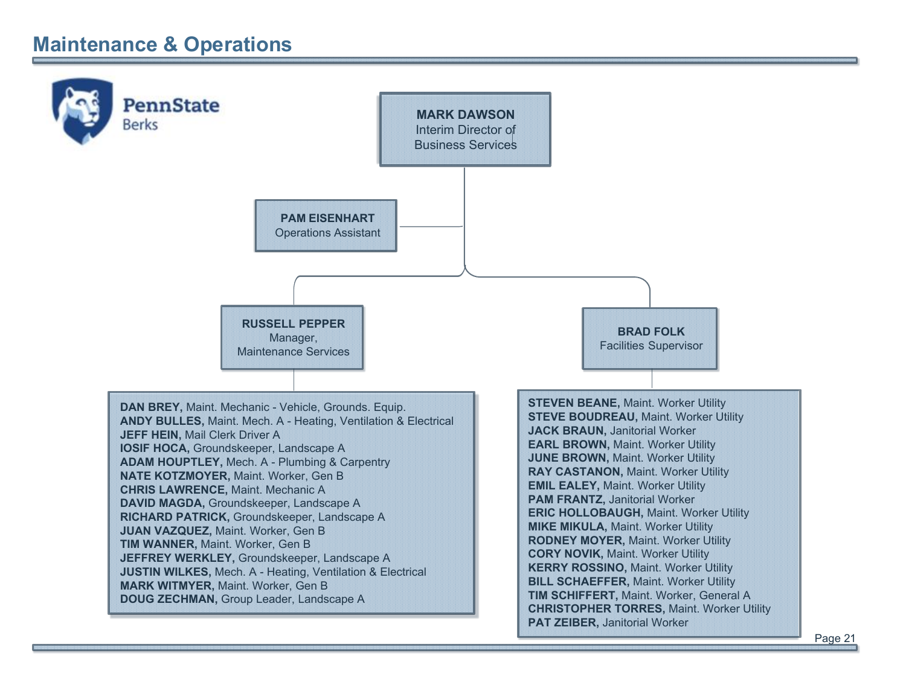# Maintenance & Operations

PennState Berks

**MARK DAWSON**
Interim Director of Business Services

**PAM EISENHART**
Operations Assistant

**RUSSELL PEPPER**
Manager, Maintenance Services

- **DAN BREY,** Maint. Mechanic - Vehicle, Grounds. Equip.
- **ANDY BULLES,** Maint. Mech. A - Heating, Ventilation & Electrical
- **JEFF HEIN,** Mail Clerk Driver A
- **IOSIF HOCA,** Groundskeeper, Landscape A
- **ADAM HOUPTLEY,** Mech. A - Plumbing & Carpentry
- **NATE KOTZMOYER,** Maint. Worker, Gen B
- **CHRIS LAWRENCE,** Maint. Mechanic A
- **DAVID MAGDA,** Groundskeeper, Landscape A
- **RICHARD PATRICK,** Groundskeeper, Landscape A
- **JUAN VAZQUEZ,** Maint. Worker, Gen B
- **TIM WANNER,** Maint. Worker, Gen B
- **JEFFREY WERKLEY,** Groundskeeper, Landscape A
- **JUSTIN WILKES,** Mech. A - Heating, Ventilation & Electrical
- **MARK WITMYER,** Maint. Worker, Gen B
- **DOUG ZECHMAN,** Group Leader, Landscape A

**BRAD FOLK**
Facilities Supervisor

- **STEVEN BEANE,** Maint. Worker Utility
- **STEVE BOUDREAU,** Maint. Worker Utility
- **JACK BRAUN,** Janitorial Worker
- **EARL BROWN,** Maint. Worker Utility
- **JUNE BROWN,** Maint. Worker Utility
- **RAY CASTANON,** Maint. Worker Utility
- **EMIL EALEY,** Maint. Worker Utility
- **PAM FRANTZ,** Janitorial Worker
- **ERIC HOLLOBAUGH,** Maint. Worker Utility
- **MIKE MIKULA,** Maint. Worker Utility
- **RODNEY MOYER,** Maint. Worker Utility
- **CORY NOVIK,** Maint. Worker Utility
- **KERRY ROSSINO,** Maint. Worker Utility
- **BILL SCHAEFFER,** Maint. Worker Utility
- **TIM SCHIFFERT,** Maint. Worker, General A
- **CHRISTOPHER TORRES,** Maint. Worker Utility
- **PAT ZEIBER,** Janitorial Worker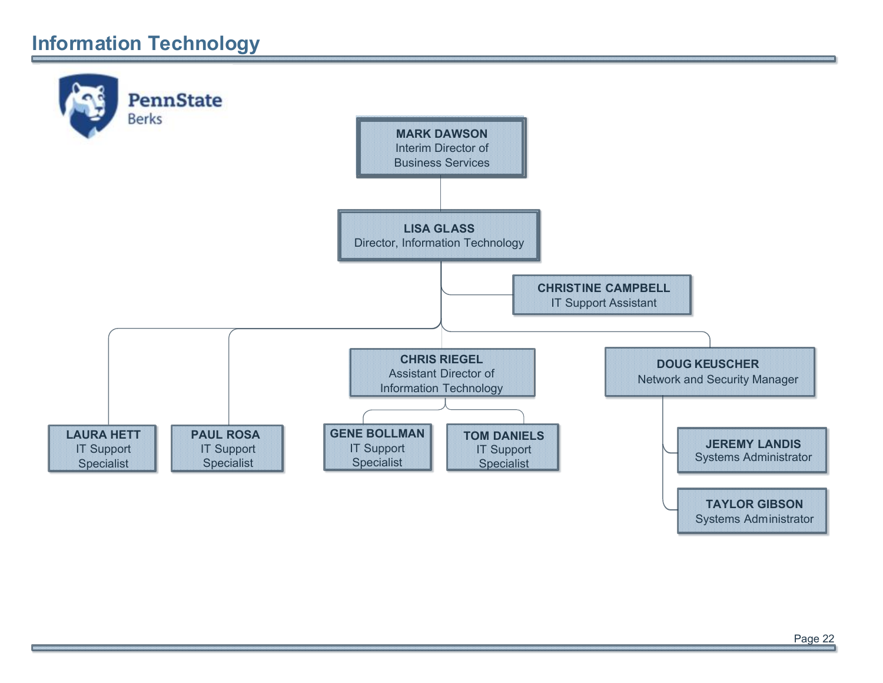# Information Technology

PennState Berks

- **MARK DAWSON**
  Interim Director of Business Services
  - **LISA GLASS**
    Director, Information Technology
    - **CHRISTINE CAMPBELL**
      IT Support Assistant
    - **LAURA HETT**
      IT Support Specialist
    - **PAUL ROSA**
      IT Support Specialist
    - **CHRIS RIEGEL**
      Assistant Director of Information Technology
      - **GENE BOLLMAN**
        IT Support Specialist
      - **TOM DANIELS**
        IT Support Specialist
    - **DOUG KEUSCHER**
      Network and Security Manager
      - **JEREMY LANDIS**
        Systems Administrator
      - **TAYLOR GIBSON**
        Systems Administrator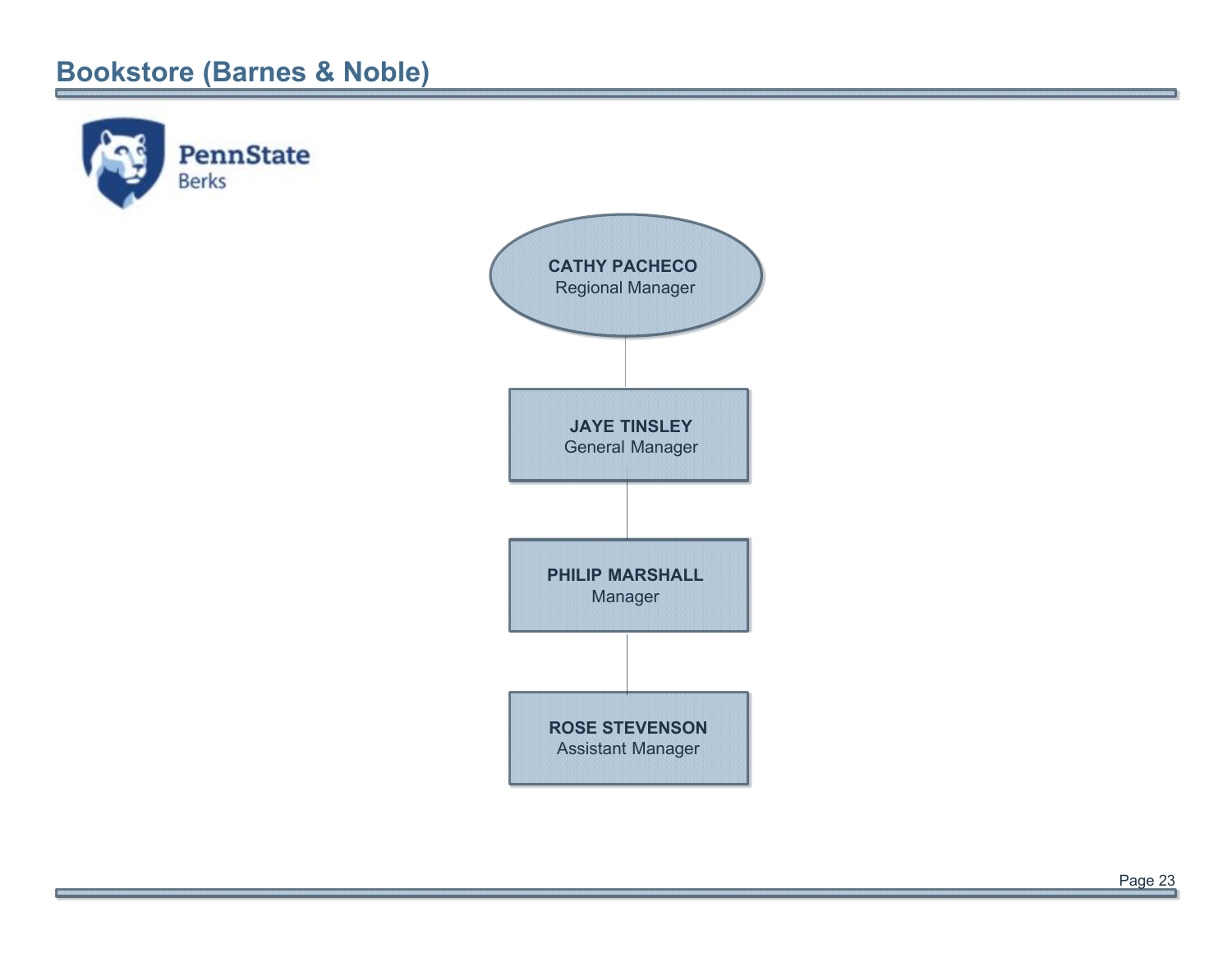# Bookstore (Barnes & Noble)

PennState
Berks

**CATHY PACHECO**
Regional Manager

**JAYE TINSLEY**
General Manager

**PHILIP MARSHALL**
Manager

**ROSE STEVENSON**
Assistant Manager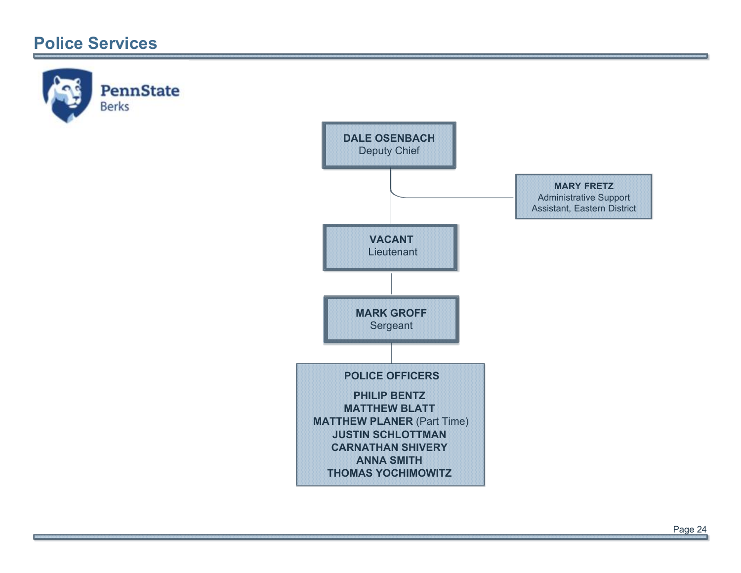# Police Services

PennState Berks

**DALE OSENBACH**
Deputy Chief

**MARY FRETZ**
Administrative Support Assistant, Eastern District

**VACANT**
Lieutenant

**MARK GROFF**
Sergeant

**POLICE OFFICERS**

**PHILIP BENTZ**
**MATTHEW BLATT**
**MATTHEW PLANER** (Part Time)
**JUSTIN SCHLOTTMAN**
**CARNATHAN SHIVERY**
**ANNA SMITH**
**THOMAS YOCHIMOWITZ**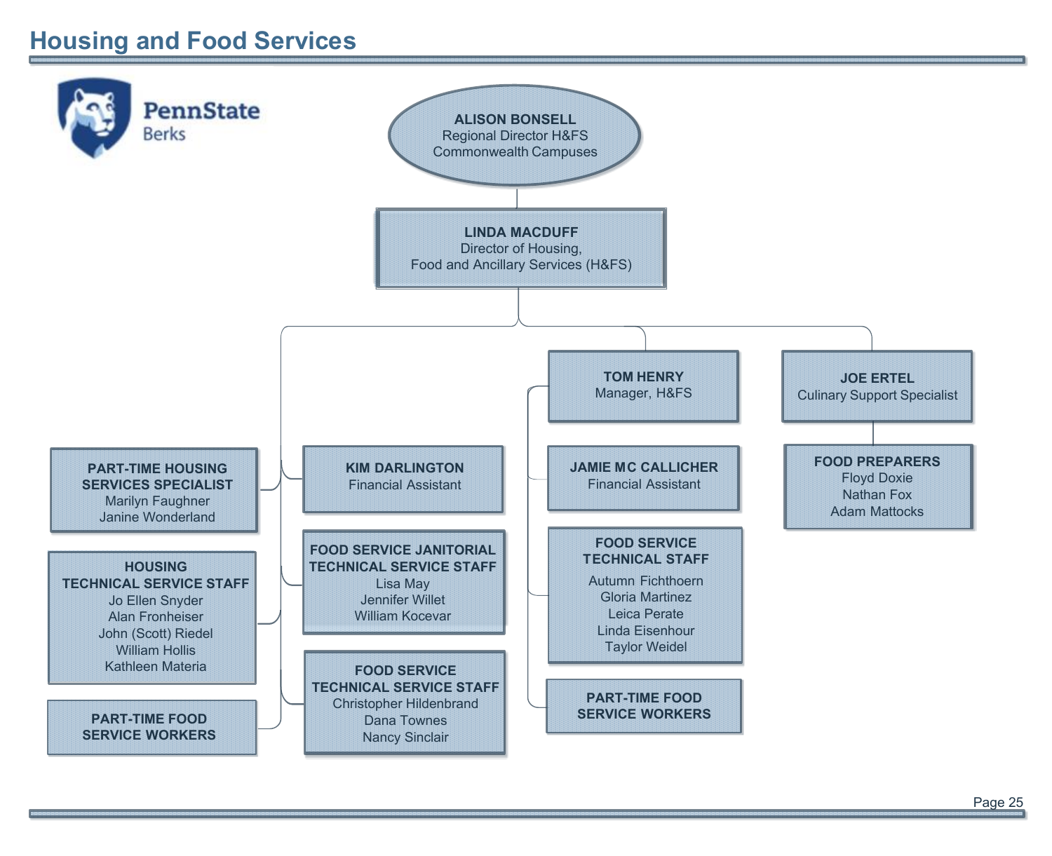# Housing and Food Services

PennState Berks

**ALISON BONSELL**
Regional Director H&FS
Commonwealth Campuses

**LINDA MACDUFF**
Director of Housing,
Food and Ancillary Services (H&FS)

**PART-TIME HOUSING SERVICES SPECIALIST**
Marilyn Faughner
Janine Wonderland

**HOUSING TECHNICAL SERVICE STAFF**
Jo Ellen Snyder
Alan Fronheiser
John (Scott) Riedel
William Hollis
Kathleen Materia

**PART-TIME FOOD SERVICE WORKERS**

**KIM DARLINGTON**
Financial Assistant

**FOOD SERVICE JANITORIAL TECHNICAL SERVICE STAFF**
Lisa May
Jennifer Willet
William Kocevar

**FOOD SERVICE TECHNICAL SERVICE STAFF**
Christopher Hildenbrand
Dana Townes
Nancy Sinclair

**TOM HENRY**
Manager, H&FS

**JAMIE MC CALLICHER**
Financial Assistant

**FOOD SERVICE TECHNICAL STAFF**
Autumn Fichthoern
Gloria Martinez
Leica Perate
Linda Eisenhour
Taylor Weidel

**PART-TIME FOOD SERVICE WORKERS**

**JOE ERTEL**
Culinary Support Specialist

**FOOD PREPARERS**
Floyd Doxie
Nathan Fox
Adam Mattocks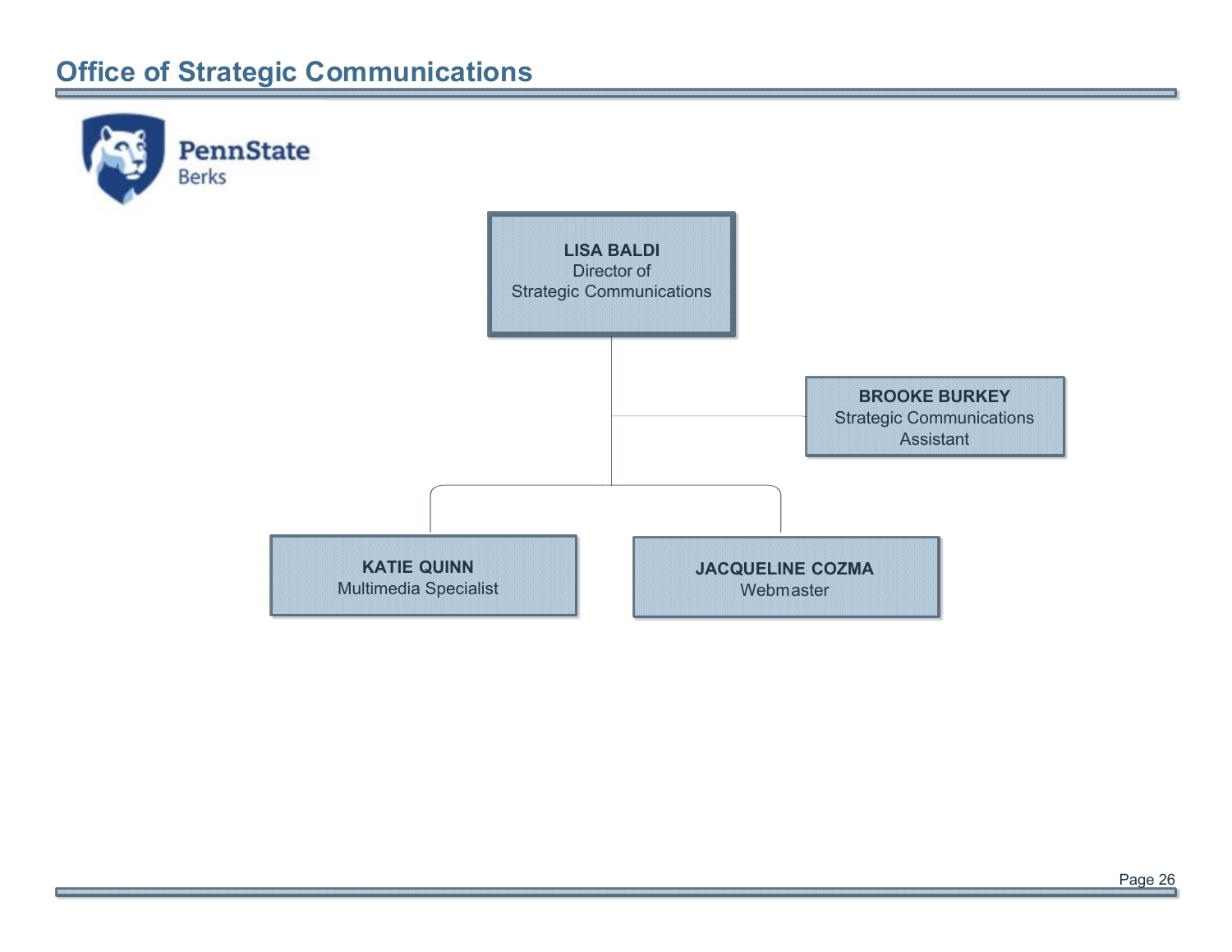# Office of Strategic Communications

PennState Berks

**LISA BALDI**
Director of
Strategic Communications

**BROOKE BURKEY**
Strategic Communications
Assistant

**KATIE QUINN**
Multimedia Specialist

**JACQUELINE COZMA**
Webmaster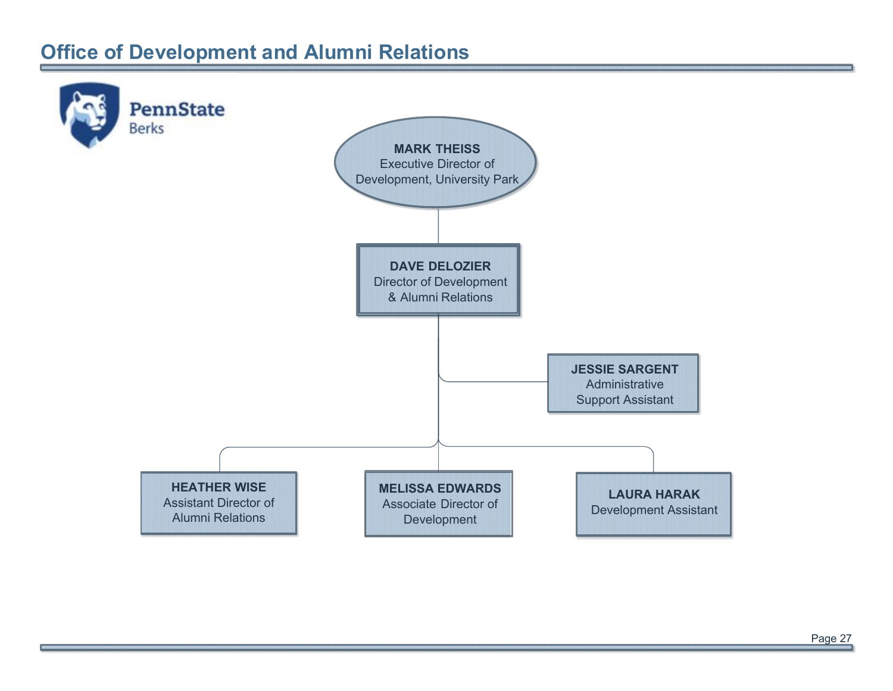# Office of Development and Alumni Relations

PennState Berks

**MARK THEISS**
Executive Director of Development, University Park

**DAVE DELOZIER**
Director of Development & Alumni Relations

**JESSIE SARGENT**
Administrative Support Assistant

**HEATHER WISE**
Assistant Director of Alumni Relations

**MELISSA EDWARDS**
Associate Director of Development

**LAURA HARAK**
Development Assistant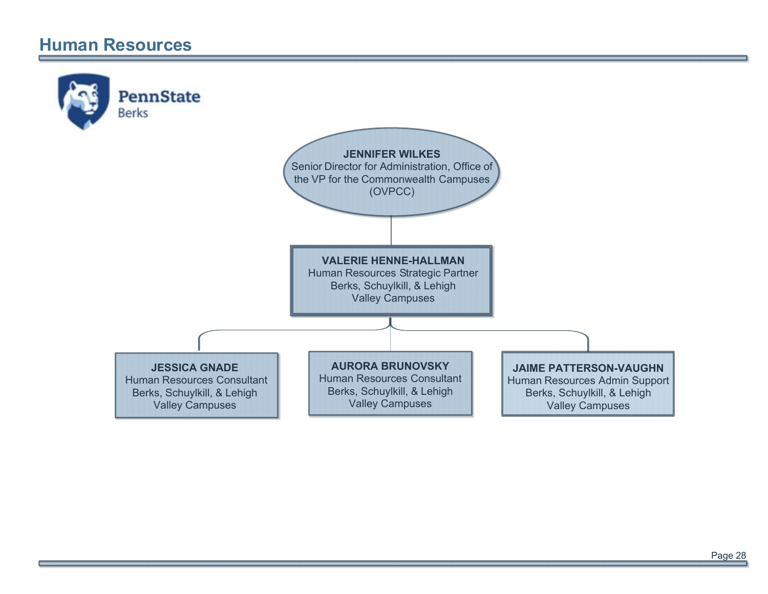# Human Resources

PennState Berks

**JENNIFER WILKES**
Senior Director for Administration, Office of the VP for the Commonwealth Campuses (OVPCC)

**VALERIE HENNE-HALLMAN**
Human Resources Strategic Partner
Berks, Schuylkill, & Lehigh Valley Campuses

**JESSICA GNADE**
Human Resources Consultant
Berks, Schuylkill, & Lehigh Valley Campuses

**AURORA BRUNOVSKY**
Human Resources Consultant
Berks, Schuylkill, & Lehigh Valley Campuses

**JAIME PATTERSON-VAUGHN**
Human Resources Admin Support
Berks, Schuylkill, & Lehigh Valley Campuses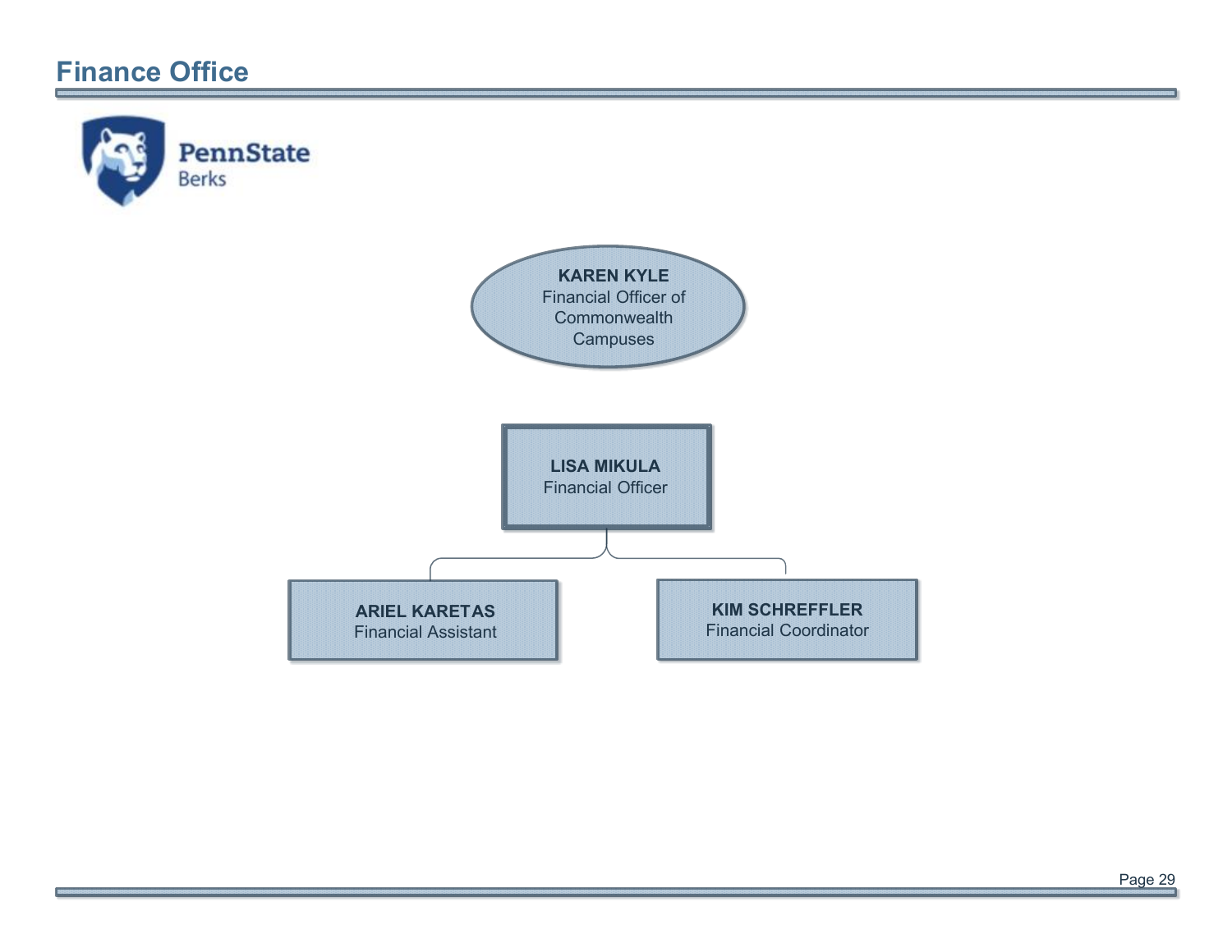# Finance Office

PennState
Berks

**KAREN KYLE**
Financial Officer of Commonwealth Campuses

**LISA MIKULA**
Financial Officer

**ARIEL KARETAS**
Financial Assistant

**KIM SCHREFFLER**
Financial Coordinator